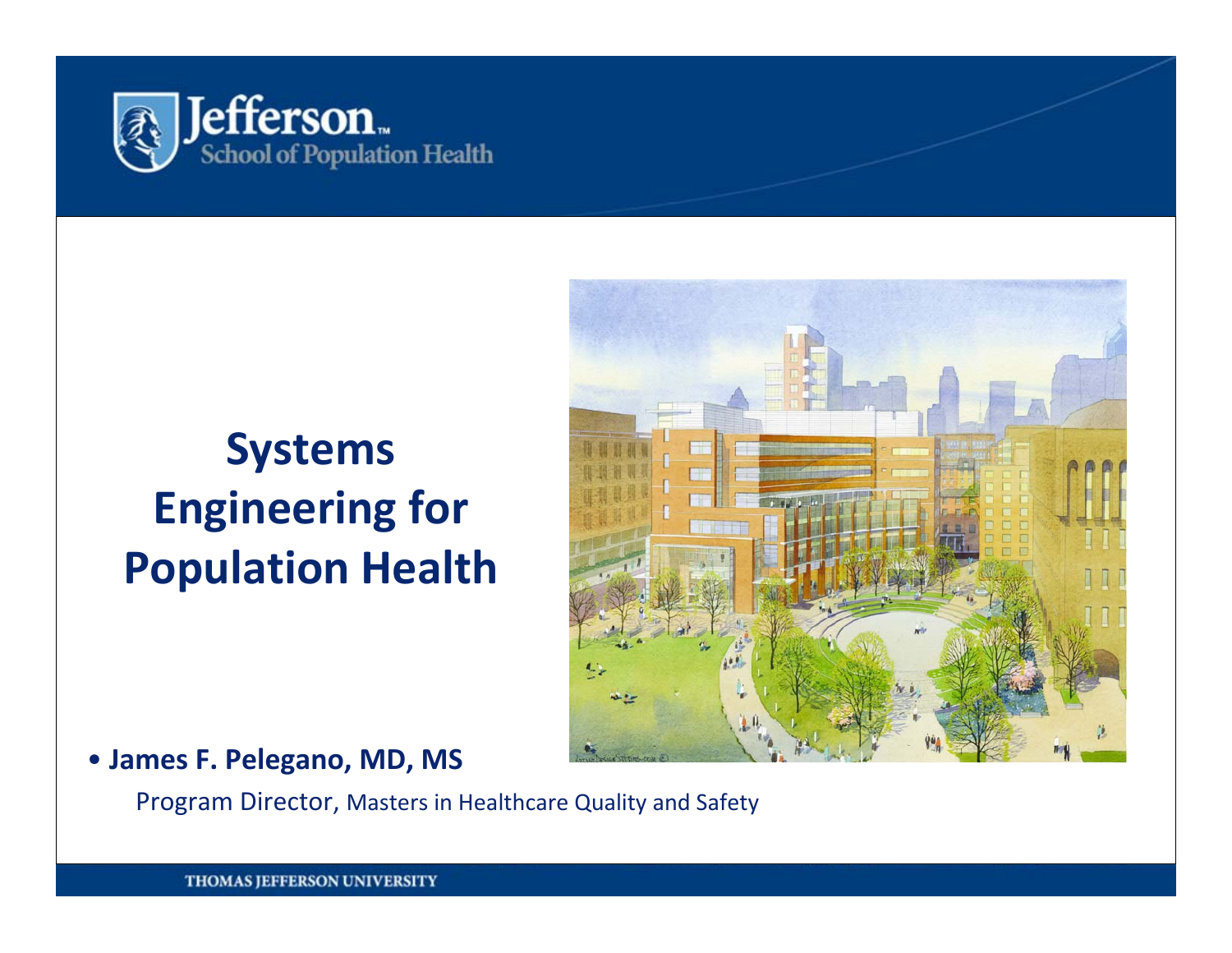Jefferson School of Population Health

# Systems Engineering for Population Health

- **James F. Pelegano, MD, MS**

  Program Director, Masters in Healthcare Quality and Safety

THOMAS JEFFERSON UNIVERSITY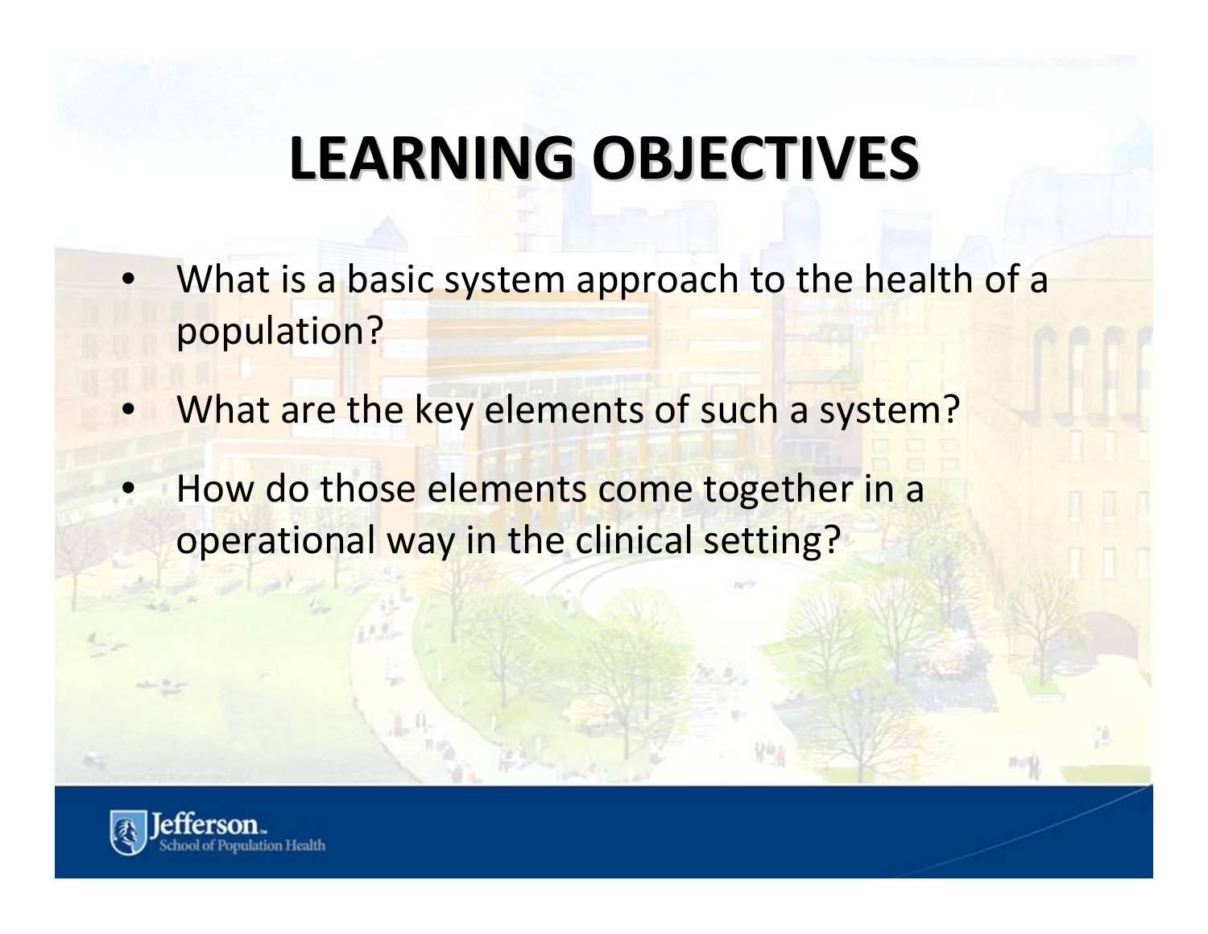# LEARNING OBJECTIVES

- What is a basic system approach to the health of a population?
- What are the key elements of such a system?
- How do those elements come together in a operational way in the clinical setting?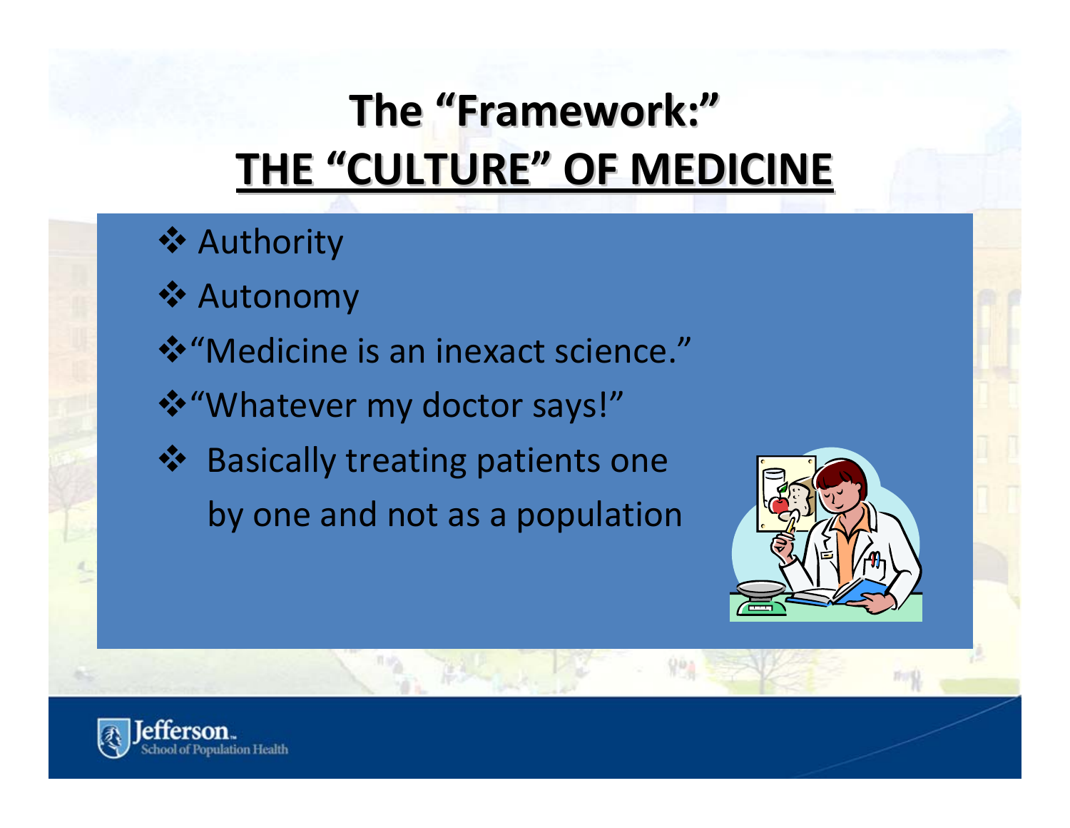# The "Framework:"
# THE "CULTURE" OF MEDICINE

- Authority
- Autonomy
- "Medicine is an inexact science."
- "Whatever my doctor says!"
- Basically treating patients one by one and not as a population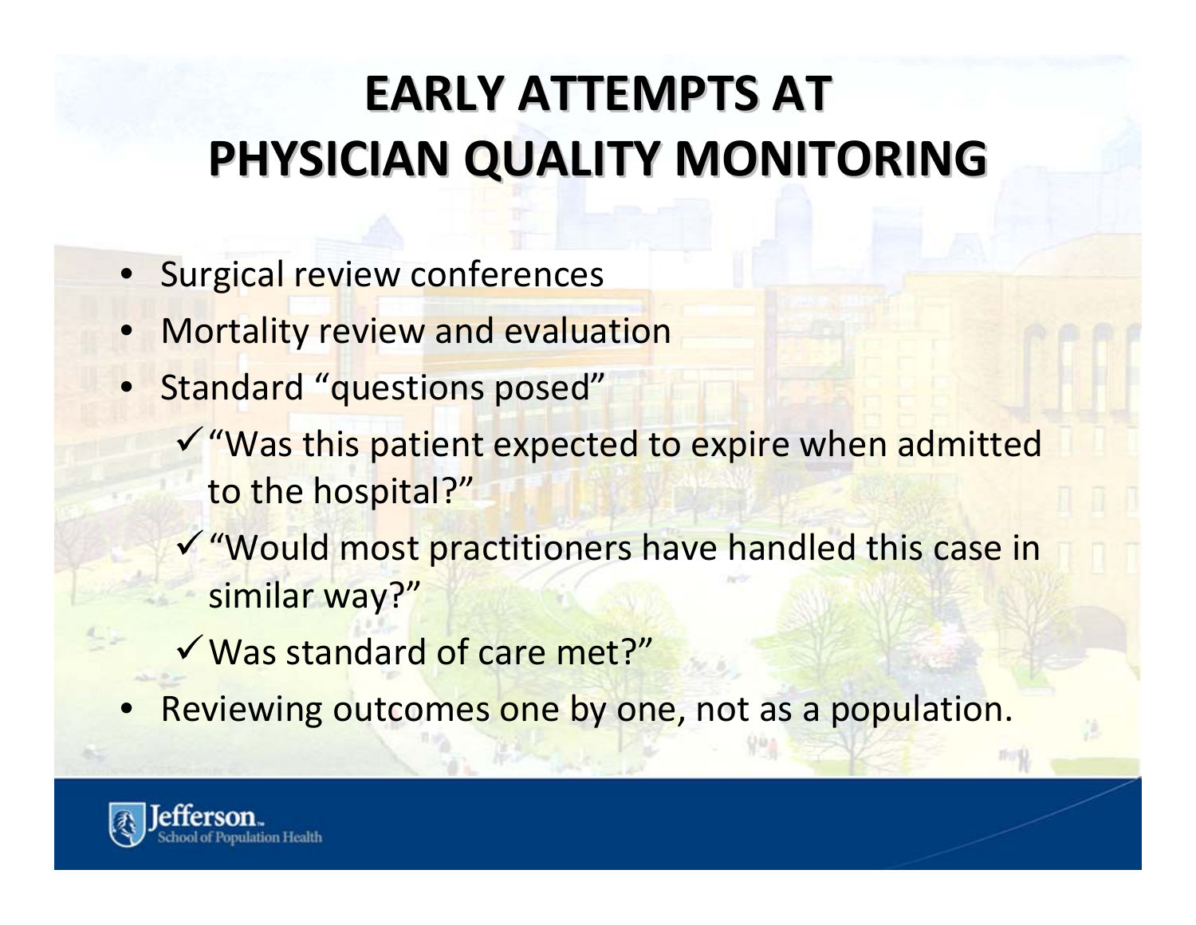# EARLY ATTEMPTS AT PHYSICIAN QUALITY MONITORING

- Surgical review conferences
- Mortality review and evaluation
- Standard "questions posed"
  - ✓ "Was this patient expected to expire when admitted to the hospital?"
  - ✓ "Would most practitioners have handled this case in similar way?"
  - ✓ Was standard of care met?"
- Reviewing outcomes one by one, not as a population.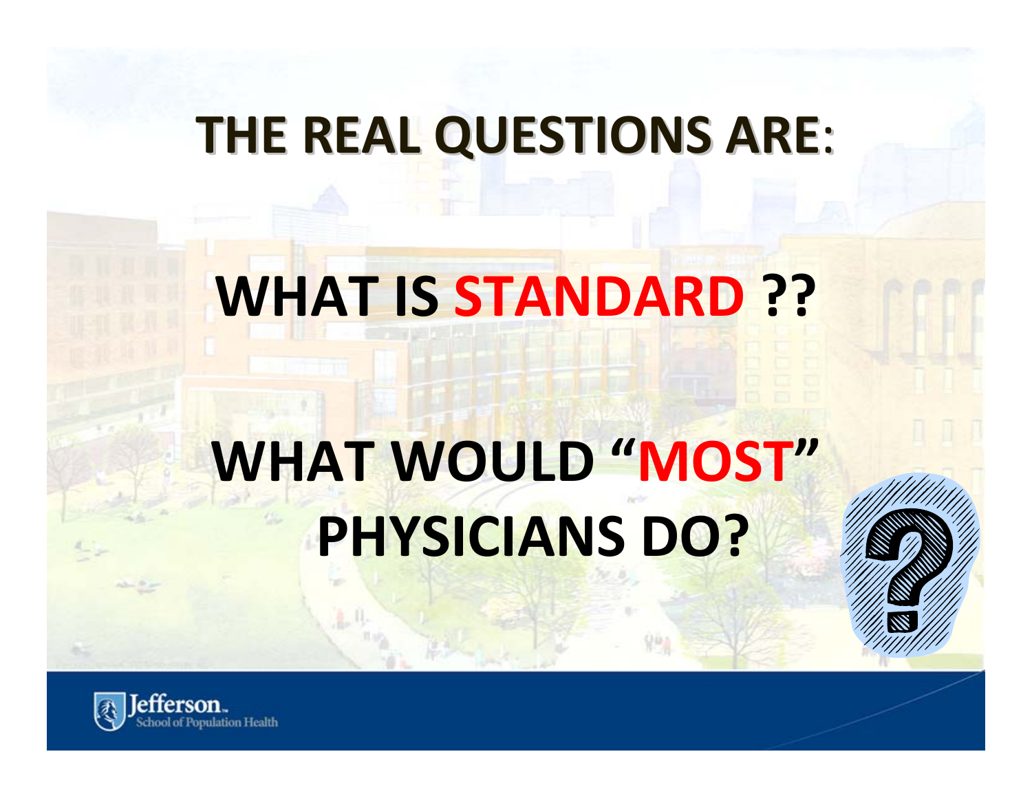# THE REAL QUESTIONS ARE:

## WHAT IS STANDARD ??

## WHAT WOULD "MOST" PHYSICIANS DO?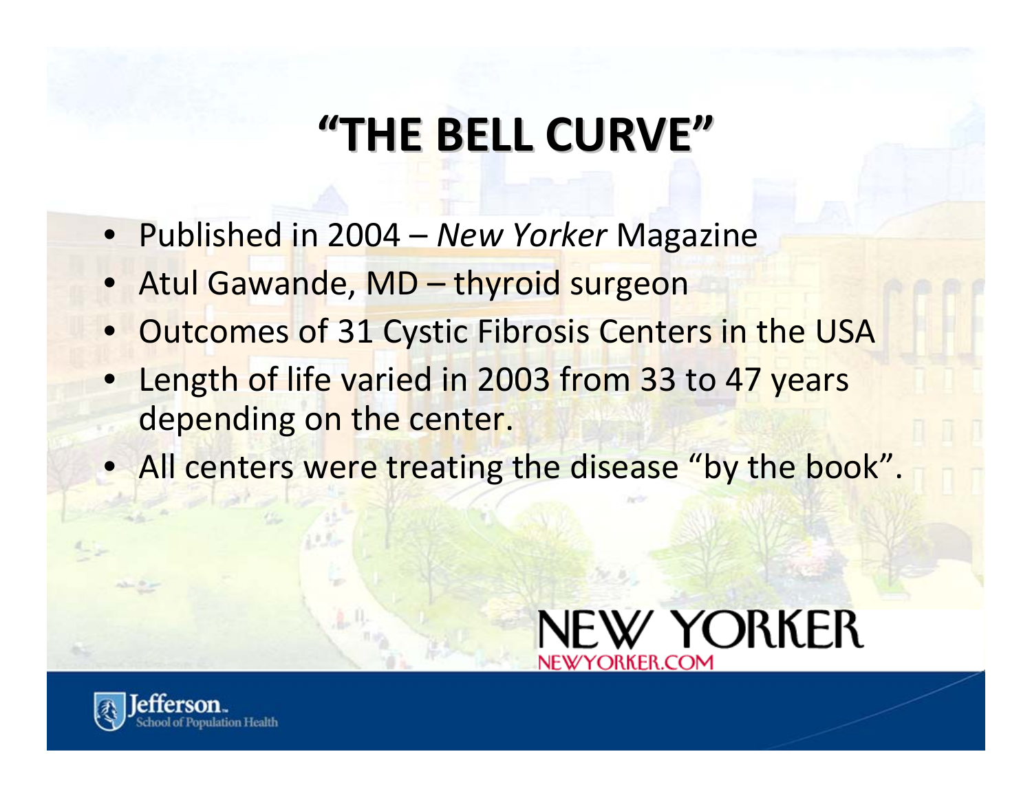# "THE BELL CURVE"

- Published in 2004 – *New Yorker* Magazine
- Atul Gawande, MD – thyroid surgeon
- Outcomes of 31 Cystic Fibrosis Centers in the USA
- Length of life varied in 2003 from 33 to 47 years depending on the center.
- All centers were treating the disease "by the book".

NEW YORKER
NEWYORKER.COM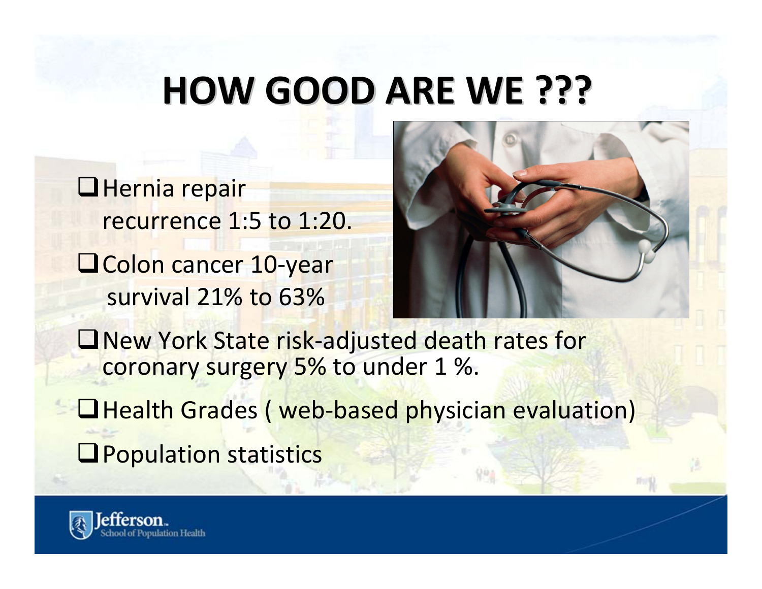# HOW GOOD ARE WE ???

- Hernia repair recurrence 1:5 to 1:20.
- Colon cancer 10-year survival 21% to 63%
- New York State risk-adjusted death rates for coronary surgery 5% to under 1 %.
- Health Grades ( web-based physician evaluation)
- Population statistics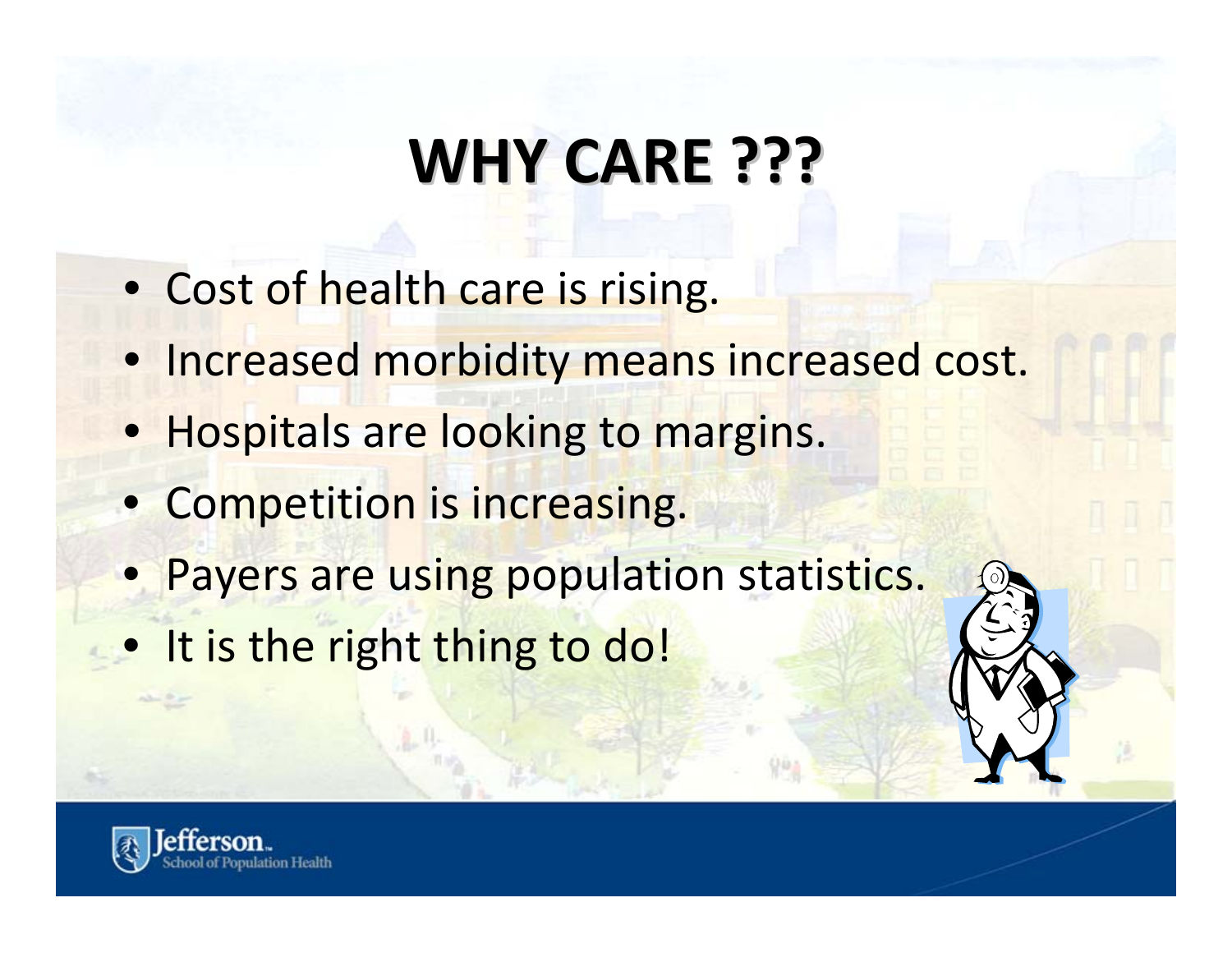# WHY CARE ???

- Cost of health care is rising.
- Increased morbidity means increased cost.
- Hospitals are looking to margins.
- Competition is increasing.
- Payers are using population statistics.
- It is the right thing to do!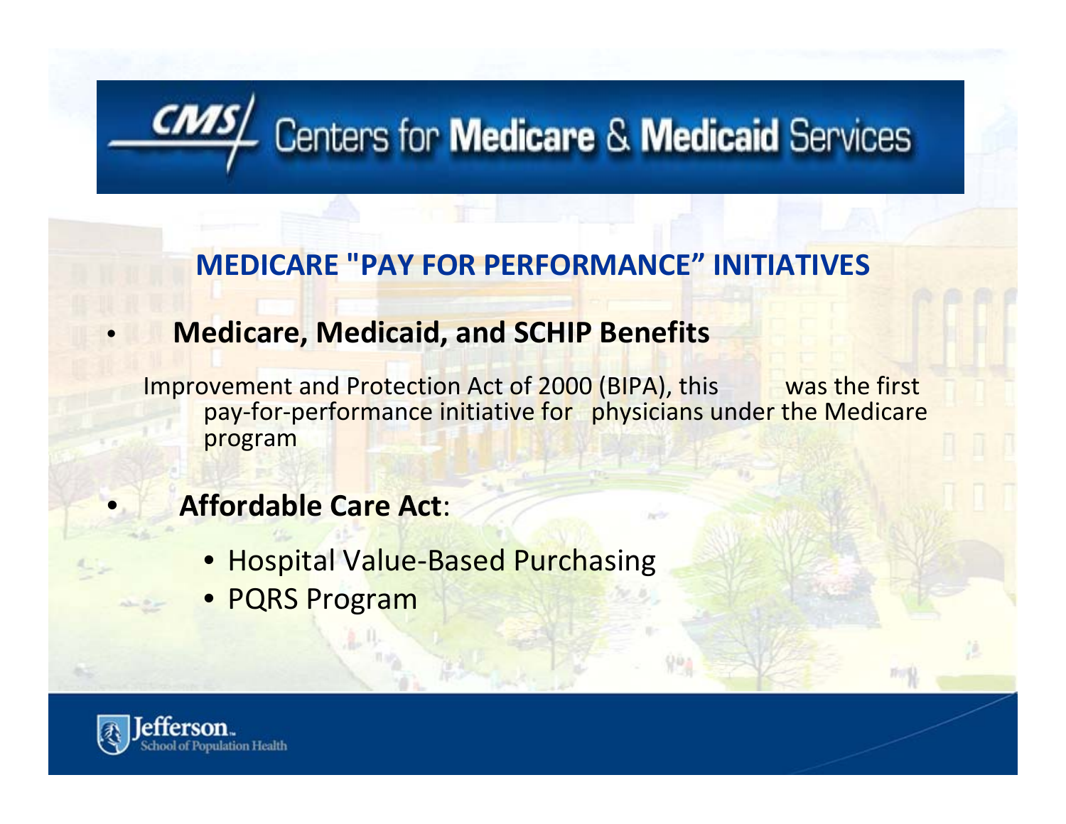# Centers for Medicare & Medicaid Services

## MEDICARE "PAY FOR PERFORMANCE" INITIATIVES

- **Medicare, Medicaid, and SCHIP Benefits**

  Improvement and Protection Act of 2000 (BIPA), this was the first pay-for-performance initiative for physicians under the Medicare program

- **Affordable Care Act**:
  - Hospital Value-Based Purchasing
  - PQRS Program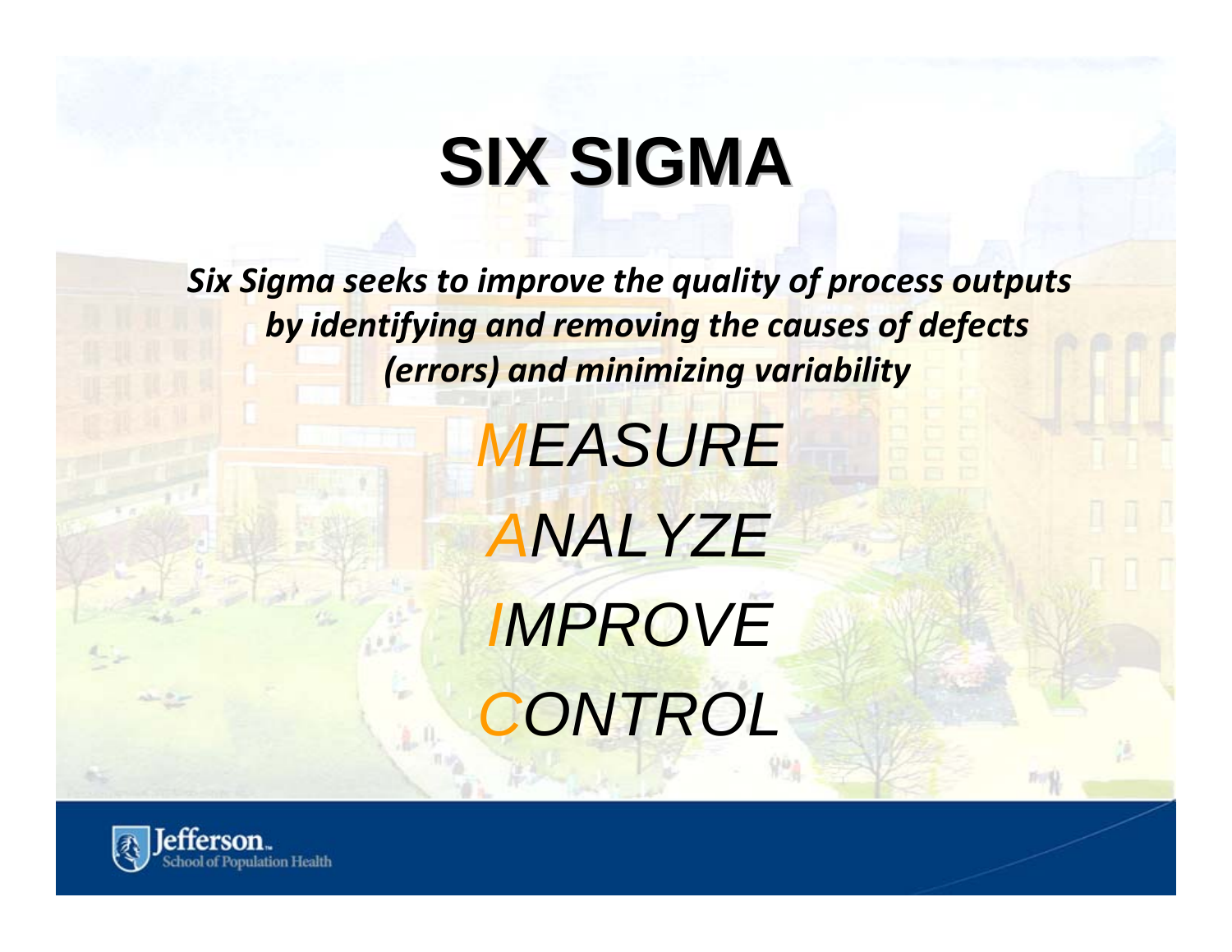# SIX SIGMA

***Six Sigma seeks to improve the quality of process outputs by identifying and removing the causes of defects (errors) and minimizing variability***

*MEASURE*

*ANALYZE*

*IMPROVE*

*CONTROL*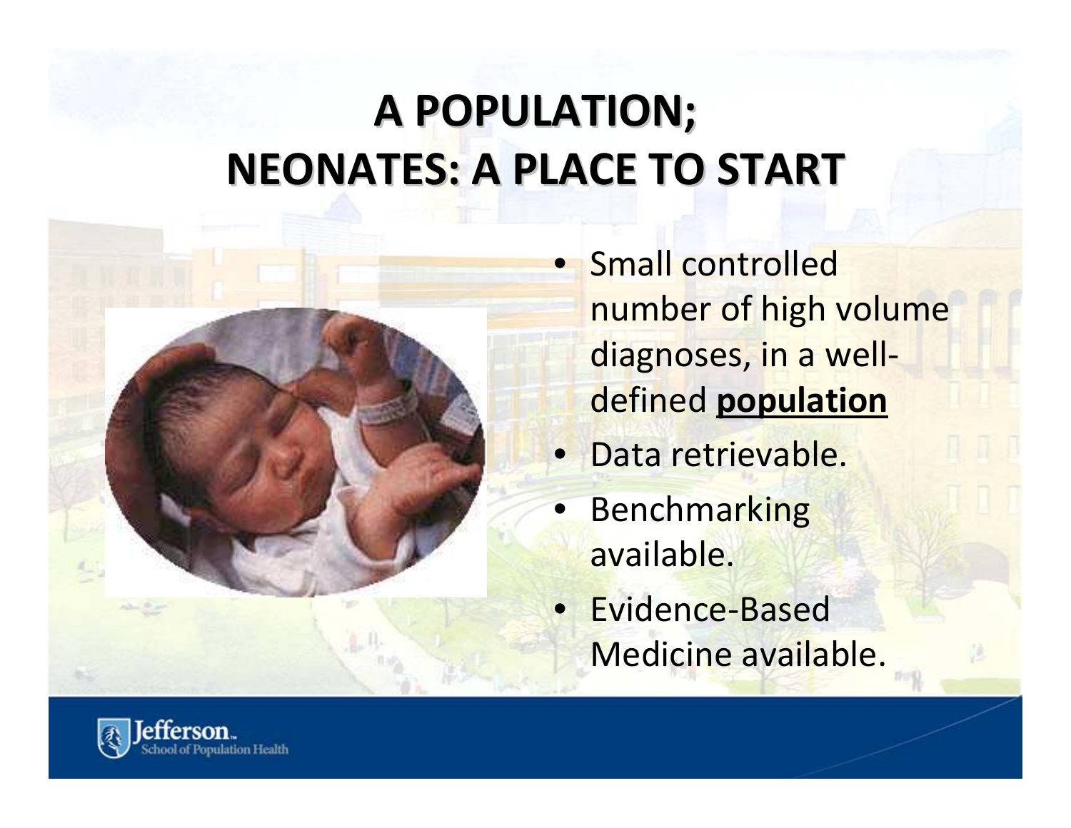# A POPULATION;
# NEONATES: A PLACE TO START

- Small controlled number of high volume diagnoses, in a well-defined **population**
- Data retrievable.
- Benchmarking available.
- Evidence-Based Medicine available.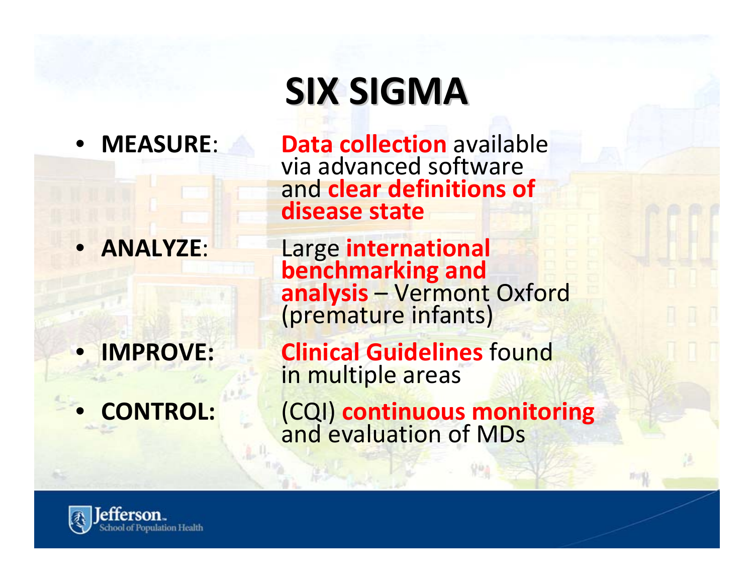# SIX SIGMA

- **MEASURE**: **Data collection** available via advanced software and **clear definitions of disease state**
- **ANALYZE**: Large **international benchmarking and analysis** – Vermont Oxford (premature infants)
- **IMPROVE:** **Clinical Guidelines** found in multiple areas
- **CONTROL:** (CQI) **continuous monitoring** and evaluation of MDs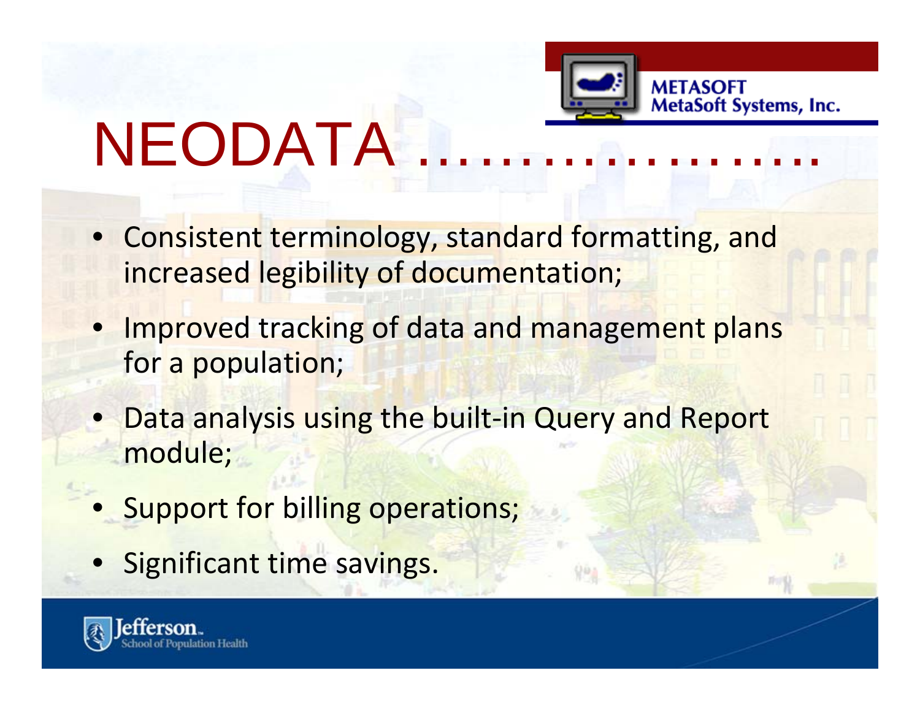METASOFT
MetaSoft Systems, Inc.

# NEODATA …………………

- Consistent terminology, standard formatting, and increased legibility of documentation;
- Improved tracking of data and management plans for a population;
- Data analysis using the built-in Query and Report module;
- Support for billing operations;
- Significant time savings.

Jefferson School of Population Health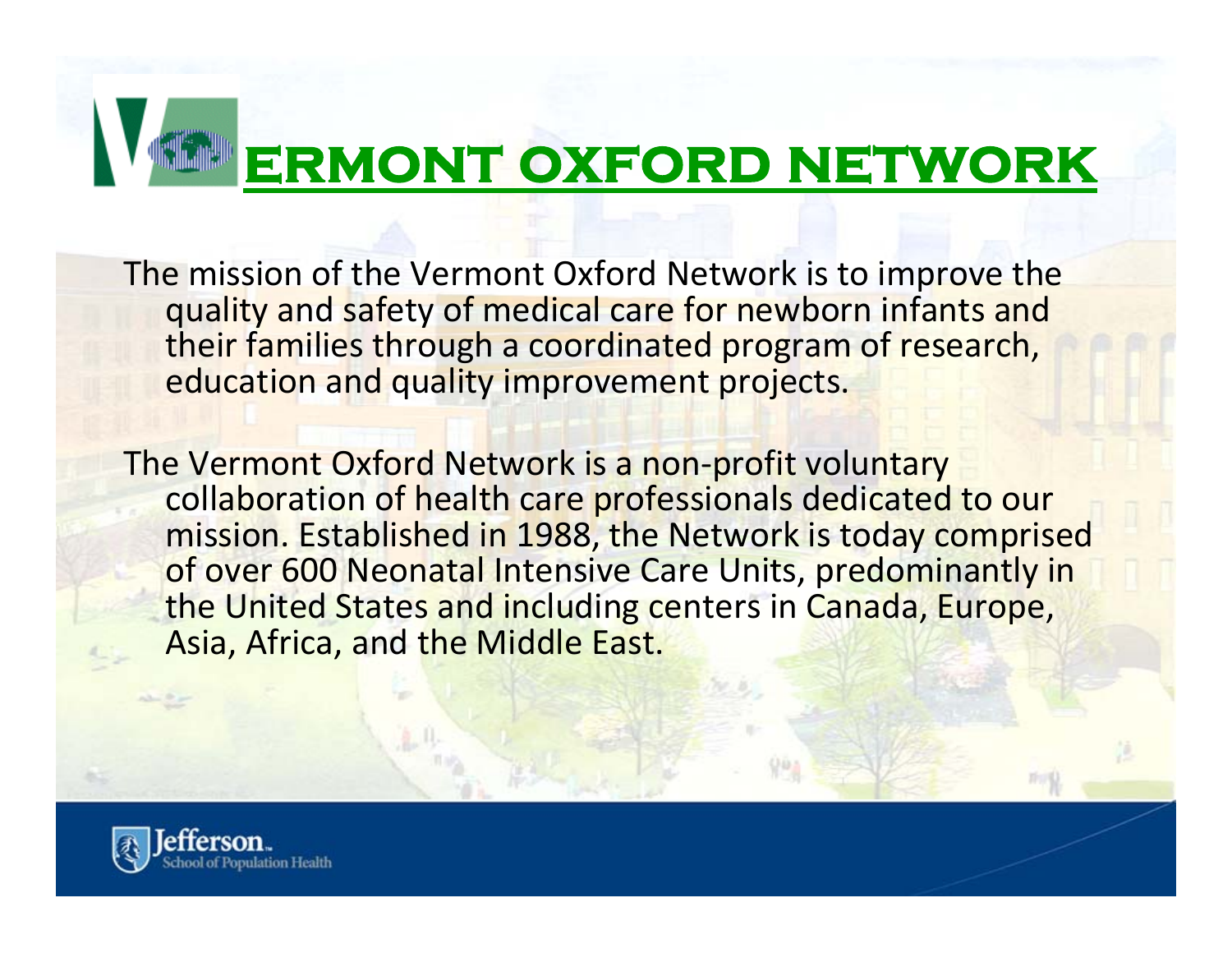# VERMONT OXFORD NETWORK

The mission of the Vermont Oxford Network is to improve the quality and safety of medical care for newborn infants and their families through a coordinated program of research, education and quality improvement projects.

The Vermont Oxford Network is a non-profit voluntary collaboration of health care professionals dedicated to our mission. Established in 1988, the Network is today comprised of over 600 Neonatal Intensive Care Units, predominantly in the United States and including centers in Canada, Europe, Asia, Africa, and the Middle East.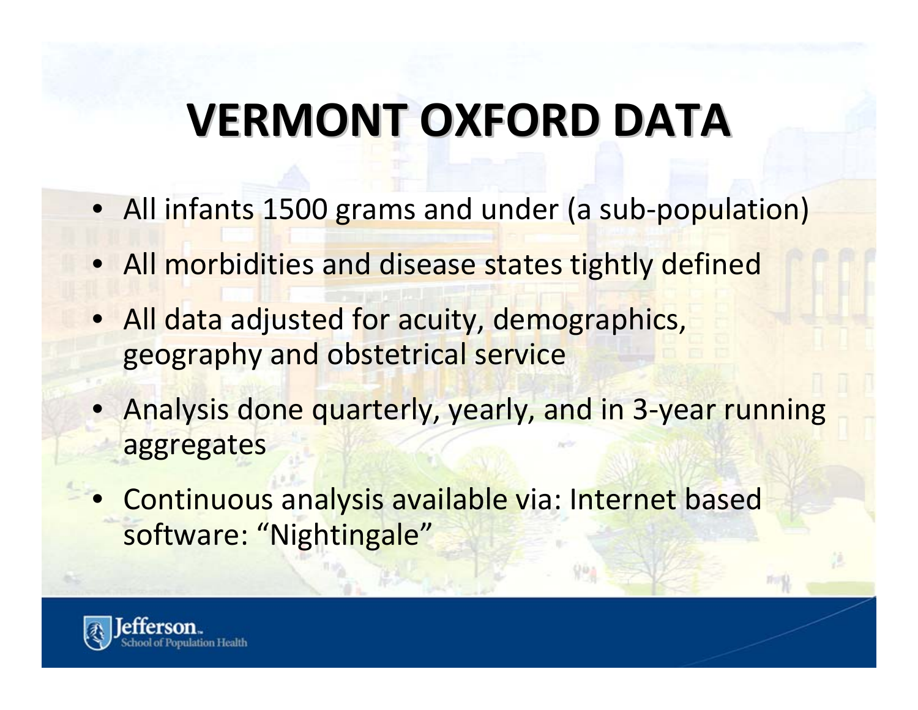# VERMONT OXFORD DATA

- All infants 1500 grams and under (a sub-population)
- All morbidities and disease states tightly defined
- All data adjusted for acuity, demographics, geography and obstetrical service
- Analysis done quarterly, yearly, and in 3-year running aggregates
- Continuous analysis available via: Internet based software: “Nightingale”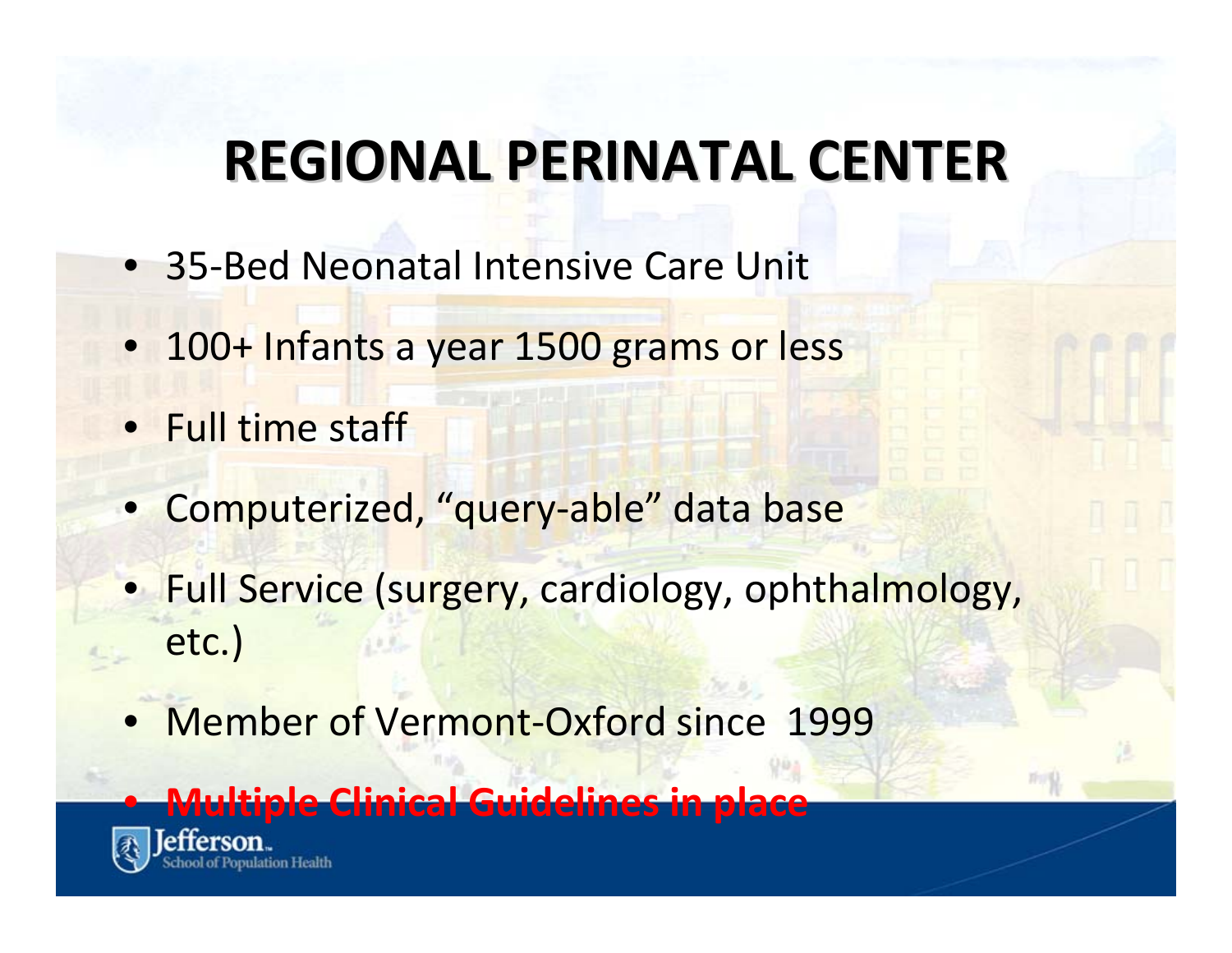# REGIONAL PERINATAL CENTER

- 35-Bed Neonatal Intensive Care Unit
- 100+ Infants a year 1500 grams or less
- Full time staff
- Computerized, "query-able" data base
- Full Service (surgery, cardiology, ophthalmology, etc.)
- Member of Vermont-Oxford since 1999
- **Multiple Clinical Guidelines in place**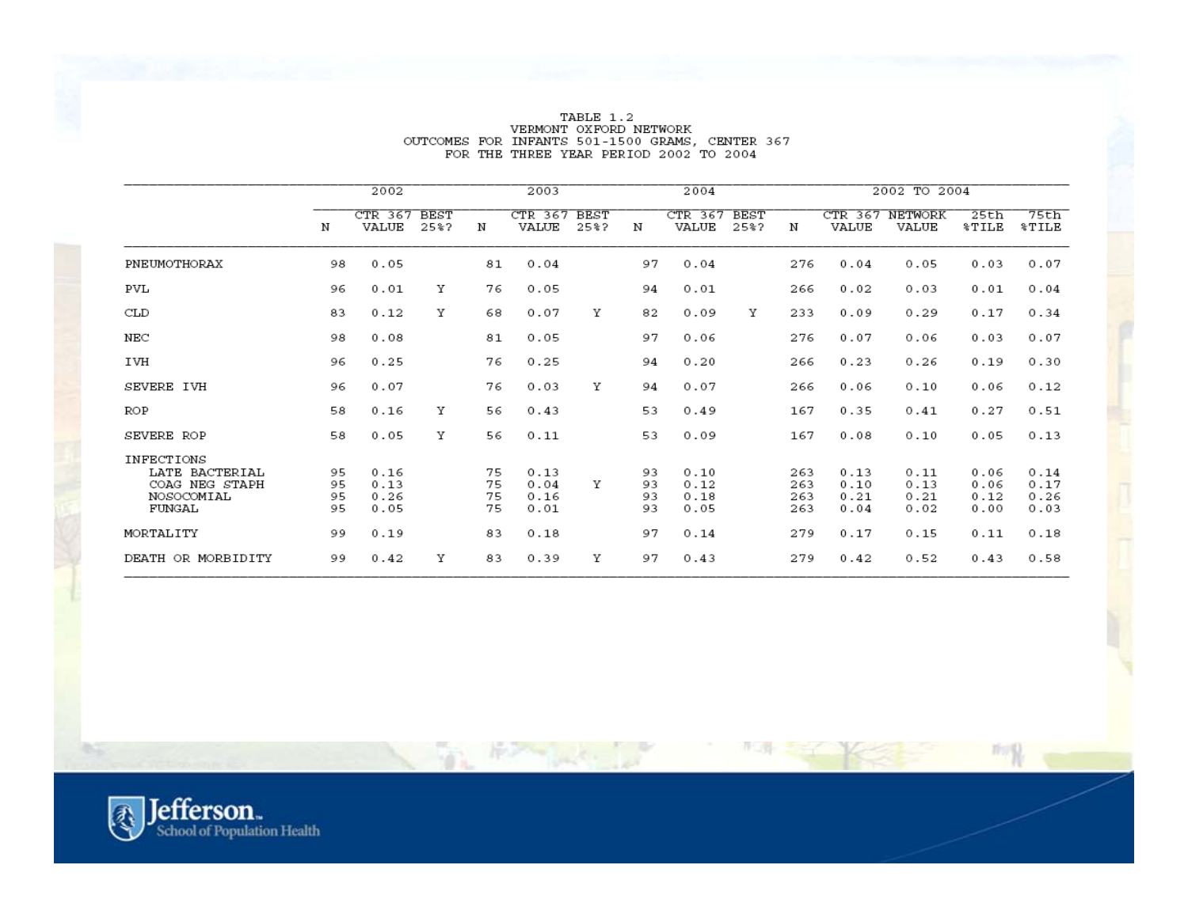TABLE 1.2
VERMONT OXFORD NETWORK
OUTCOMES FOR INFANTS 501-1500 GRAMS, CENTER 367
FOR THE THREE YEAR PERIOD 2002 TO 2004

| | 2002 | | | 2003 | | | 2004 | | | 2002 TO 2004 | | | | |
|---|---|---|---|---|---|---|---|---|---|---|---|---|---|---|
| | N | CTR 367 VALUE | BEST 25%? | N | CTR 367 VALUE | BEST 25%? | N | CTR 367 VALUE | BEST 25%? | N | CTR 367 VALUE | NETWORK VALUE | 25th %TILE | 75th %TILE |
| PNEUMOTHORAX | 98 | 0.05 | | 81 | 0.04 | | 97 | 0.04 | | 276 | 0.04 | 0.05 | 0.03 | 0.07 |
| PVL | 96 | 0.01 | Y | 76 | 0.05 | | 94 | 0.01 | | 266 | 0.02 | 0.03 | 0.01 | 0.04 |
| CLD | 83 | 0.12 | Y | 68 | 0.07 | Y | 82 | 0.09 | Y | 233 | 0.09 | 0.29 | 0.17 | 0.34 |
| NEC | 98 | 0.08 | | 81 | 0.05 | | 97 | 0.06 | | 276 | 0.07 | 0.06 | 0.03 | 0.07 |
| IVH | 96 | 0.25 | | 76 | 0.25 | | 94 | 0.20 | | 266 | 0.23 | 0.26 | 0.19 | 0.30 |
| SEVERE IVH | 96 | 0.07 | | 76 | 0.03 | Y | 94 | 0.07 | | 266 | 0.06 | 0.10 | 0.06 | 0.12 |
| ROP | 58 | 0.16 | Y | 56 | 0.43 | | 53 | 0.49 | | 167 | 0.35 | 0.41 | 0.27 | 0.51 |
| SEVERE ROP | 58 | 0.05 | Y | 56 | 0.11 | | 53 | 0.09 | | 167 | 0.08 | 0.10 | 0.05 | 0.13 |
| INFECTIONS | | | | | | | | | | | | | | |
| LATE BACTERIAL | 95 | 0.16 | | 75 | 0.13 | | 93 | 0.10 | | 263 | 0.13 | 0.11 | 0.06 | 0.14 |
| COAG NEG STAPH | 95 | 0.13 | | 75 | 0.04 | Y | 93 | 0.12 | | 263 | 0.10 | 0.13 | 0.06 | 0.17 |
| NOSOCOMIAL | 95 | 0.26 | | 75 | 0.16 | | 93 | 0.18 | | 263 | 0.21 | 0.21 | 0.12 | 0.26 |
| FUNGAL | 95 | 0.05 | | 75 | 0.01 | | 93 | 0.05 | | 263 | 0.04 | 0.02 | 0.00 | 0.03 |
| MORTALITY | 99 | 0.19 | | 83 | 0.18 | | 97 | 0.14 | | 279 | 0.17 | 0.15 | 0.11 | 0.18 |
| DEATH OR MORBIDITY | 99 | 0.42 | Y | 83 | 0.39 | Y | 97 | 0.43 | | 279 | 0.42 | 0.52 | 0.43 | 0.58 |

Jefferson School of Population Health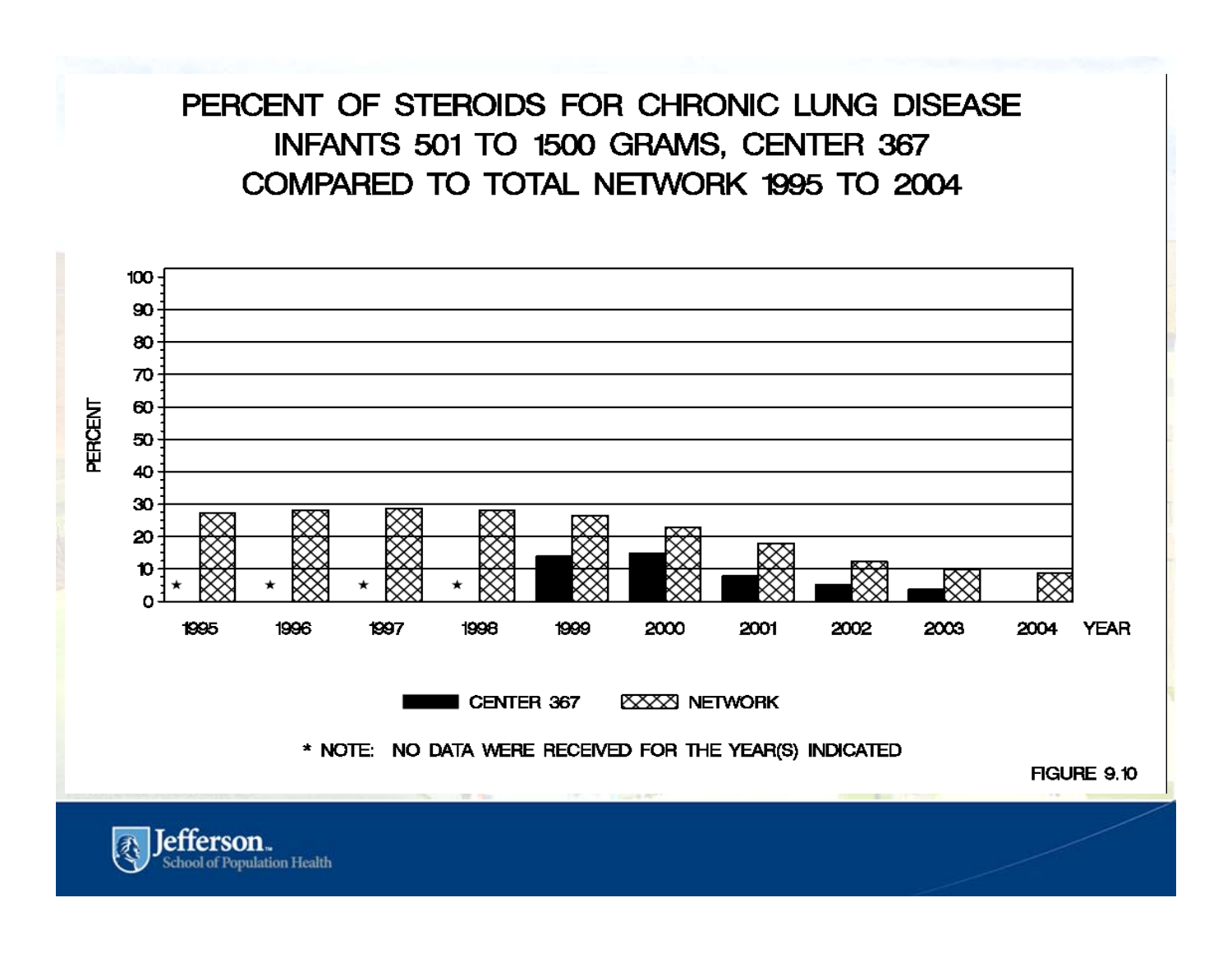# PERCENT OF STEROIDS FOR CHRONIC LUNG DISEASE INFANTS 501 TO 1500 GRAMS, CENTER 367 COMPARED TO TOTAL NETWORK 1995 TO 2004

PERCENT

100
90
80
70
60
50
40
30
20
10
0

1995 1996 1997 1998 1999 2000 2001 2002 2003 2004 YEAR

CENTER 367 NETWORK

* NOTE: NO DATA WERE RECEIVED FOR THE YEAR(S) INDICATED

FIGURE 9.10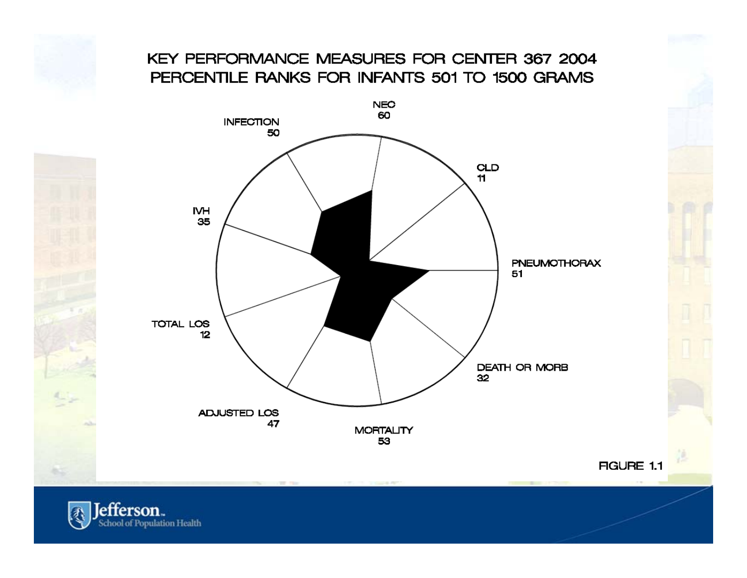# KEY PERFORMANCE MEASURES FOR CENTER 367 2004
## PERCENTILE RANKS FOR INFANTS 501 TO 1500 GRAMS

| Measure | Percentile Rank |
|---|---|
| NEC | 60 |
| CLD | 11 |
| PNEUMOTHORAX | 51 |
| DEATH OR MORB | 32 |
| MORTALITY | 53 |
| ADJUSTED LOS | 47 |
| TOTAL LOS | 12 |
| IVH | 35 |
| INFECTION | 50 |

FIGURE 1.1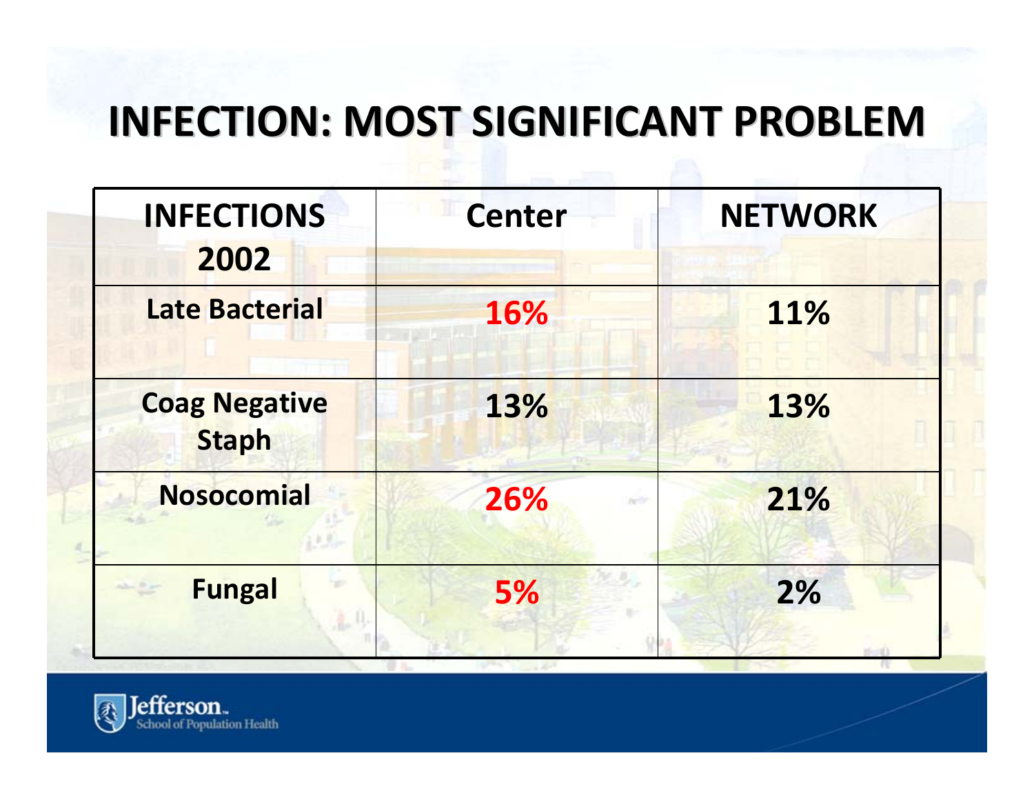# INFECTION: MOST SIGNIFICANT PROBLEM

| INFECTIONS 2002 | Center | NETWORK |
|---|---|---|
| Late Bacterial | 16% | 11% |
| Coag Negative Staph | 13% | 13% |
| Nosocomial | 26% | 21% |
| Fungal | 5% | 2% |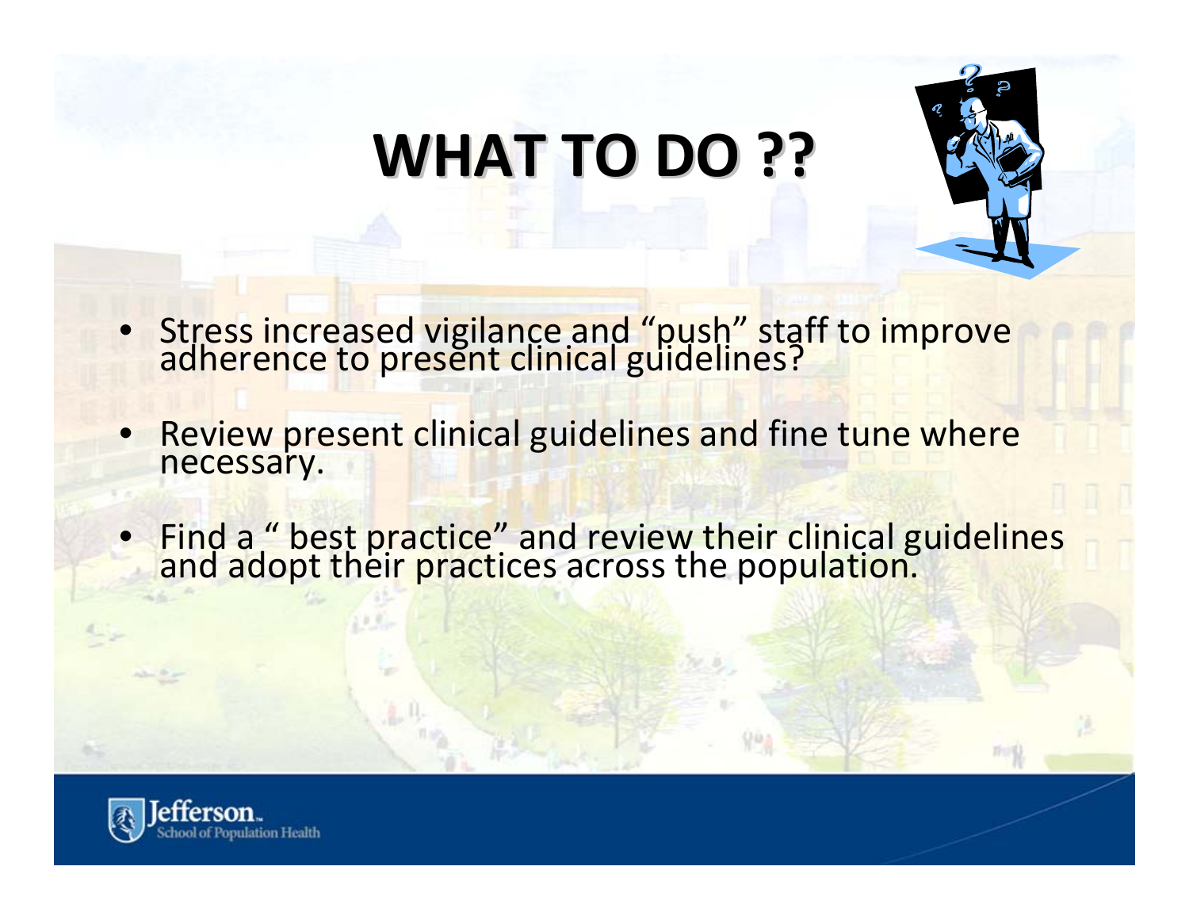# WHAT TO DO ??

- Stress increased vigilance and "push" staff to improve adherence to present clinical guidelines?
- Review present clinical guidelines and fine tune where necessary.
- Find a " best practice" and review their clinical guidelines and adopt their practices across the population.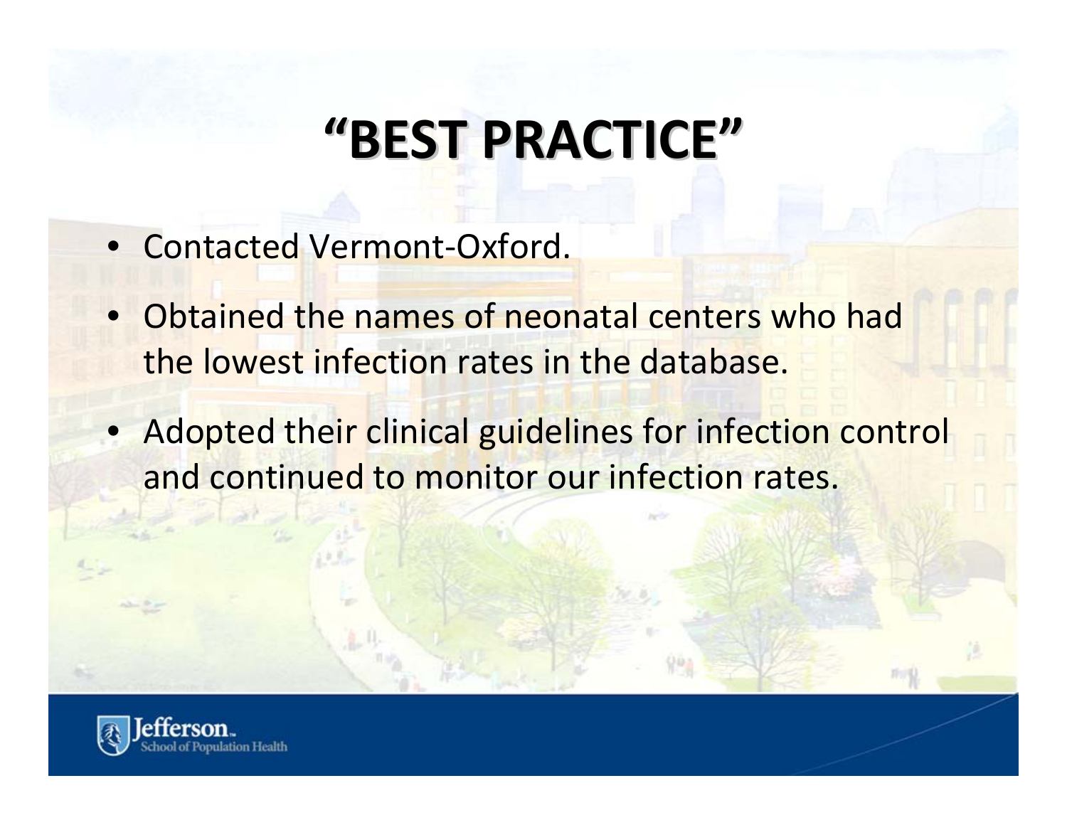# "BEST PRACTICE"

- Contacted Vermont-Oxford.
- Obtained the names of neonatal centers who had the lowest infection rates in the database.
- Adopted their clinical guidelines for infection control and continued to monitor our infection rates.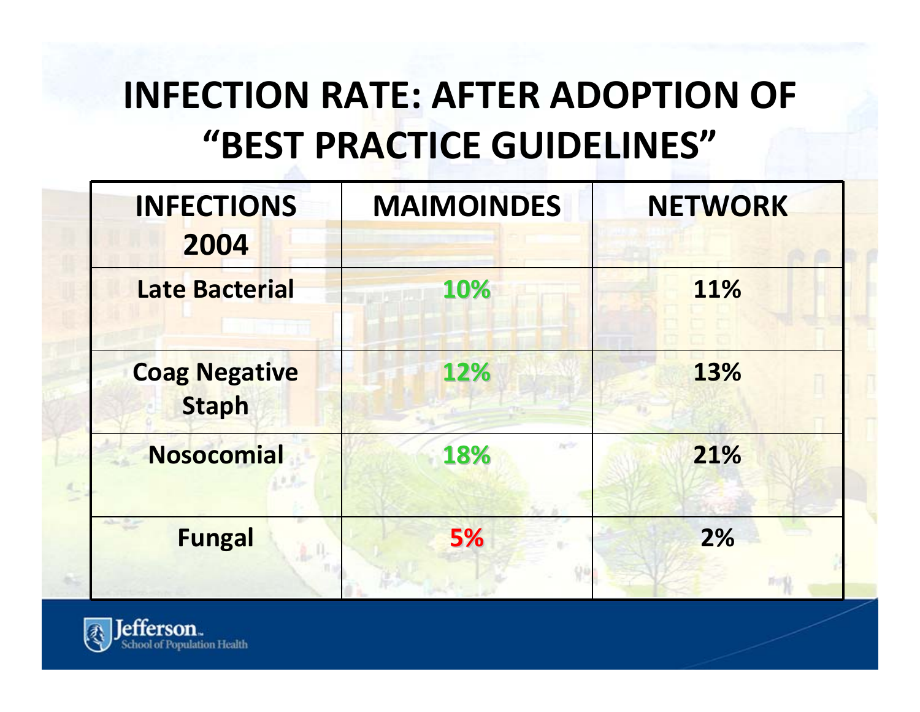# INFECTION RATE: AFTER ADOPTION OF "BEST PRACTICE GUIDELINES"

| INFECTIONS 2004 | MAIMOINDES | NETWORK |
|---|---|---|
| Late Bacterial | 10% | 11% |
| Coag Negative Staph | 12% | 13% |
| Nosocomial | 18% | 21% |
| Fungal | 5% | 2% |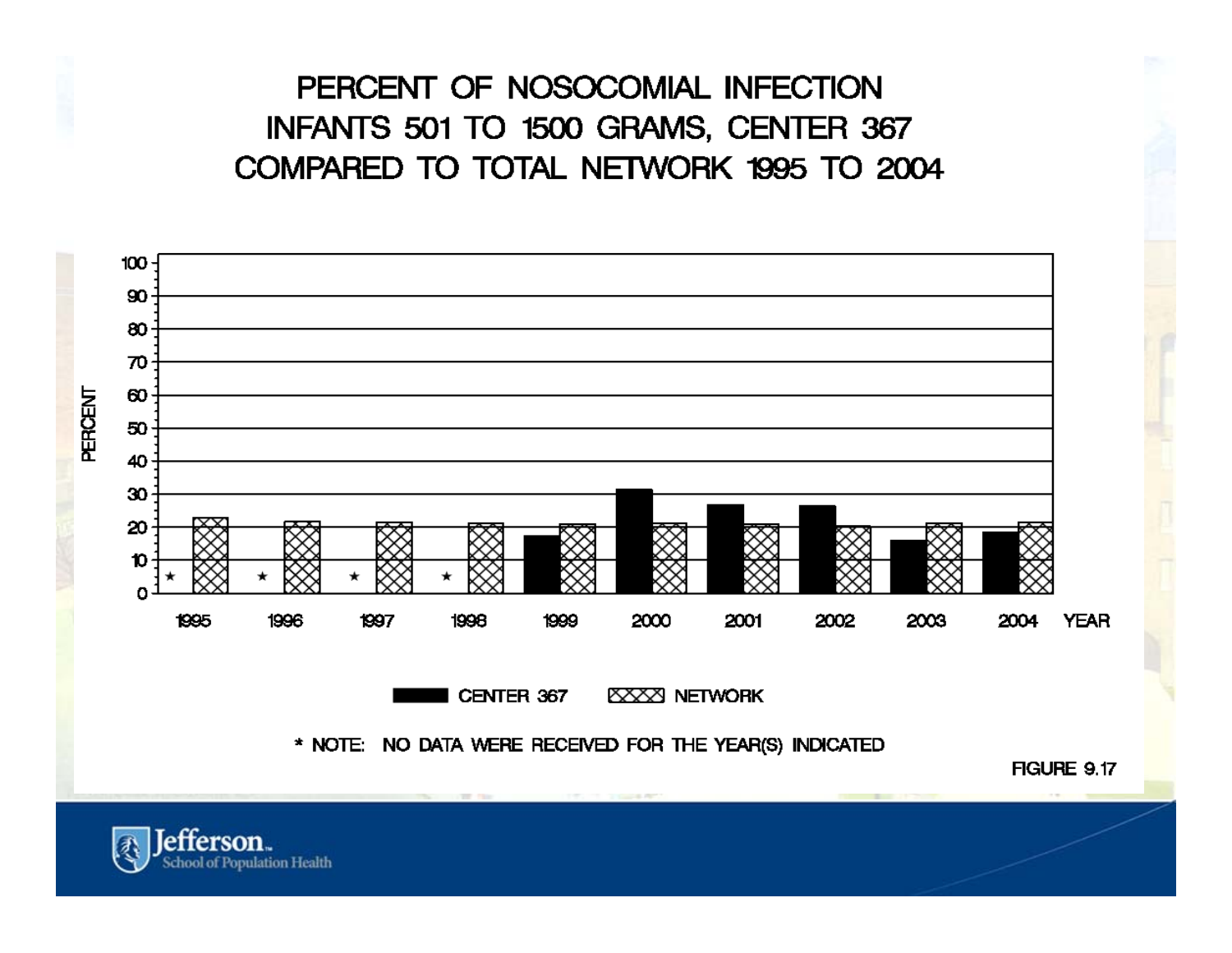# PERCENT OF NOSOCOMIAL INFECTION INFANTS 501 TO 1500 GRAMS, CENTER 367 COMPARED TO TOTAL NETWORK 1995 TO 2004

PERCENT

100
90
80
70
60
50
40
30
20
10
0

1995 1996 1997 1998 1999 2000 2001 2002 2003 2004 YEAR

CENTER 367   NETWORK

* NOTE: NO DATA WERE RECEIVED FOR THE YEAR(S) INDICATED

FIGURE 9.17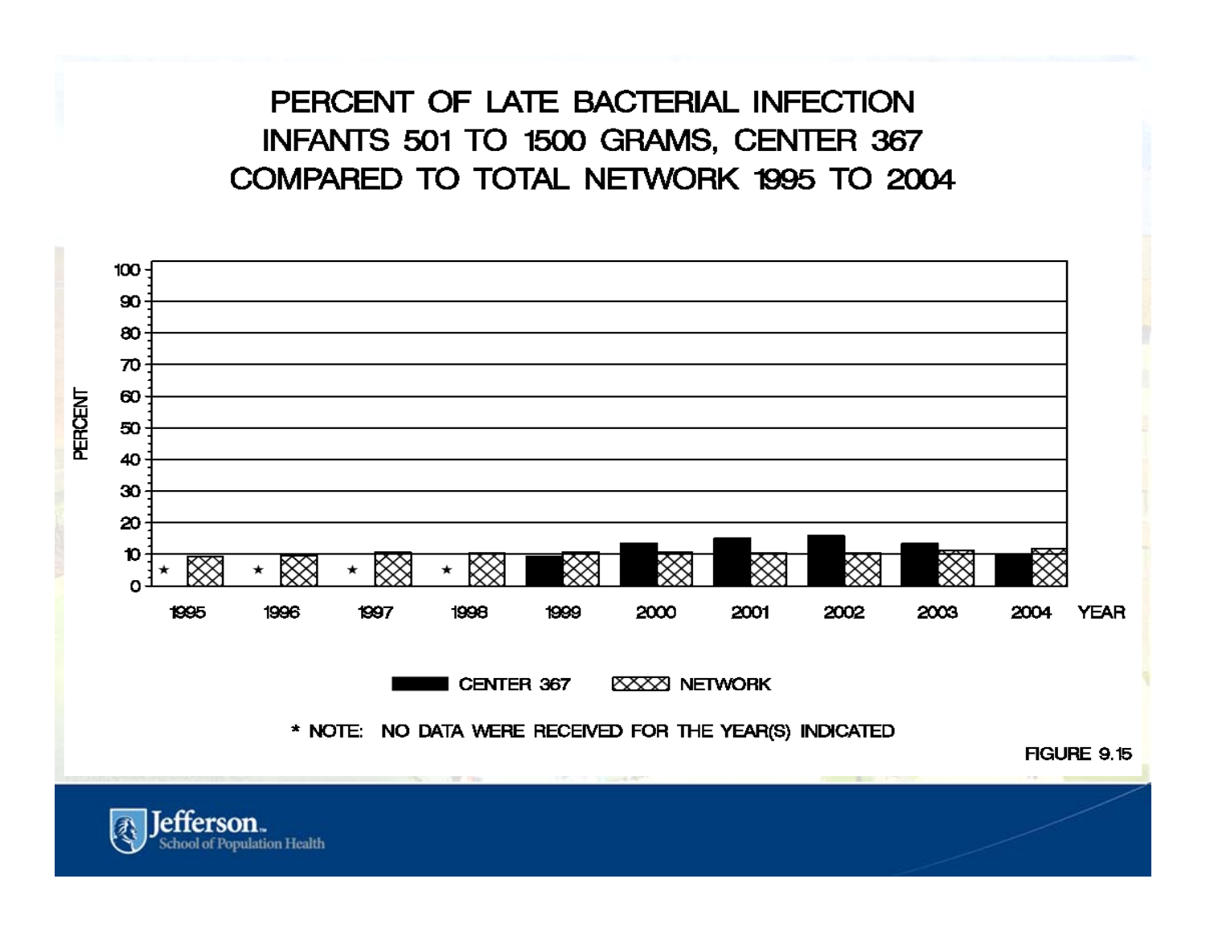# PERCENT OF LATE BACTERIAL INFECTION INFANTS 501 TO 1500 GRAMS, CENTER 367 COMPARED TO TOTAL NETWORK 1995 TO 2004

PERCENT

100
90
80
70
60
50
40
30
20
10
0

1995 1996 1997 1998 1999 2000 2001 2002 2003 2004 YEAR

CENTER 367 NETWORK

\* NOTE: NO DATA WERE RECEIVED FOR THE YEAR(S) INDICATED

FIGURE 9.15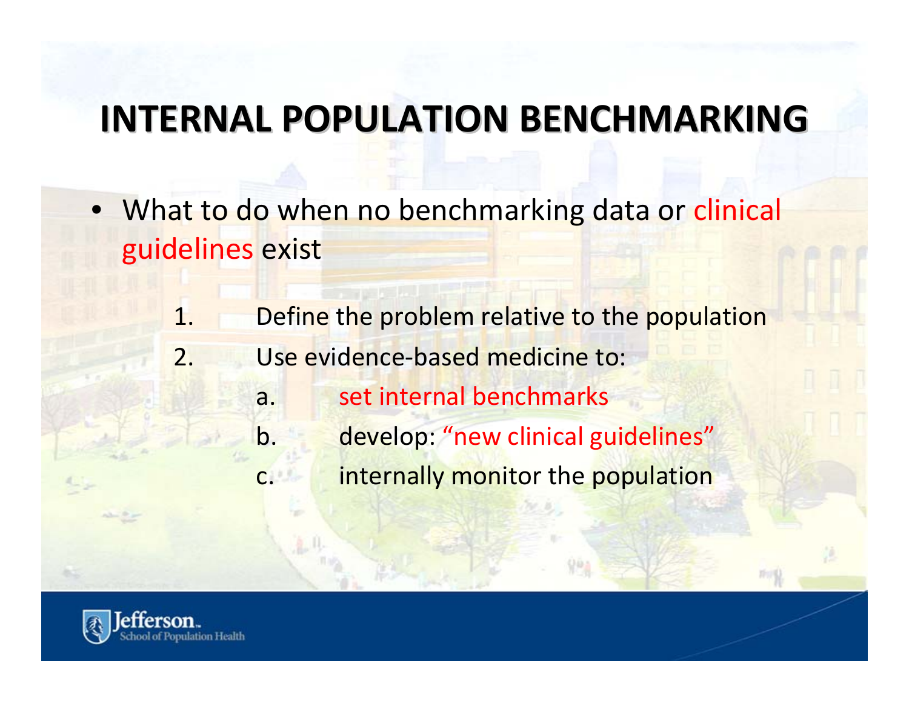# INTERNAL POPULATION BENCHMARKING

- What to do when no benchmarking data or clinical guidelines exist

  1. Define the problem relative to the population
  2. Use evidence-based medicine to:
     a. set internal benchmarks
     b. develop: "new clinical guidelines"
     c. internally monitor the population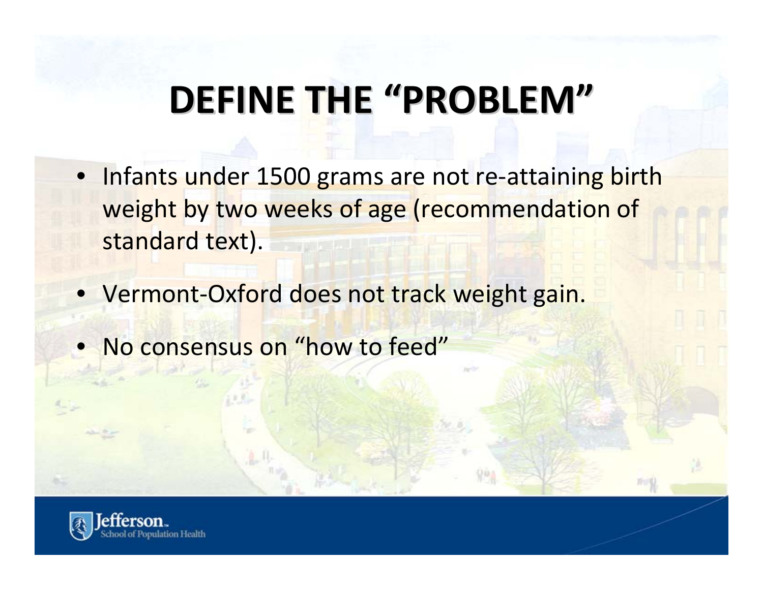# DEFINE THE "PROBLEM"

- Infants under 1500 grams are not re-attaining birth weight by two weeks of age (recommendation of standard text).
- Vermont-Oxford does not track weight gain.
- No consensus on "how to feed"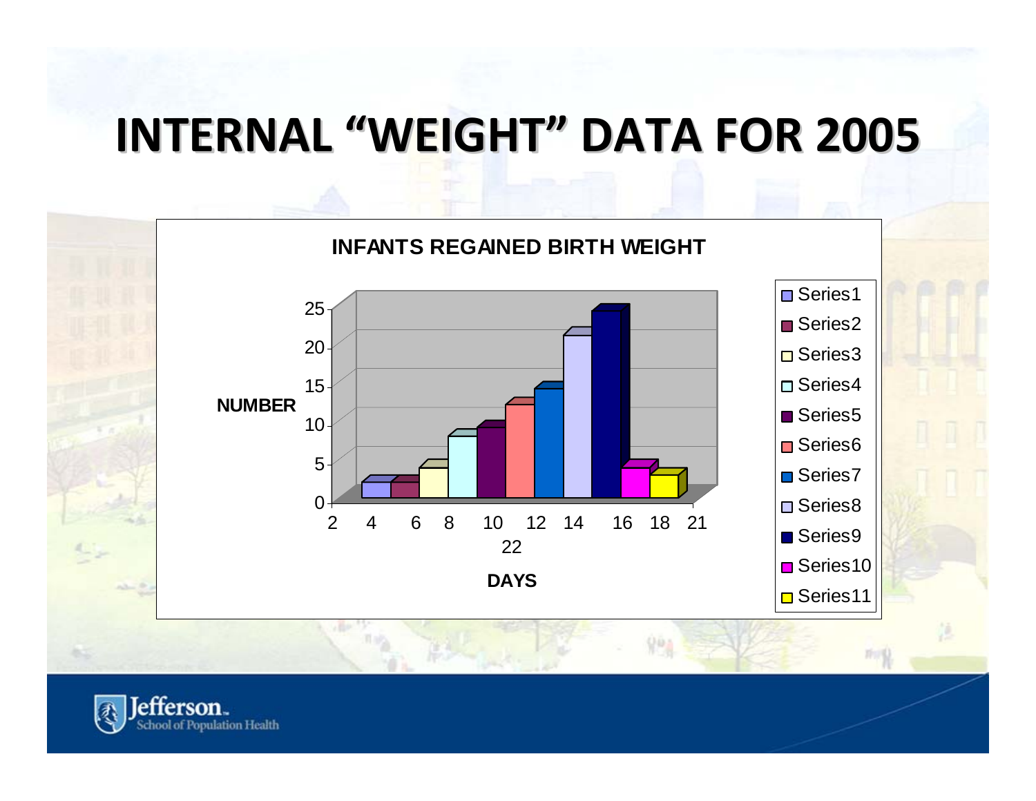# INTERNAL "WEIGHT" DATA FOR 2005

**INFANTS REGAINED BIRTH WEIGHT**

NUMBER

DAYS

| DAYS | Series | NUMBER |
|---|---|---|
| 2 | Series1 | 2 |
| 4 | Series2 | 2 |
| 6 | Series3 | 4 |
| 8 | Series4 | 8 |
| 10 | Series5 | 9 |
| 12 | Series6 | 12 |
| 14 | Series7 | 14 |
| 16 | Series8 | 21 |
| 18 | Series9 | 24 |
| 21 | Series10 | 4 |
| 22 | Series11 | 3 |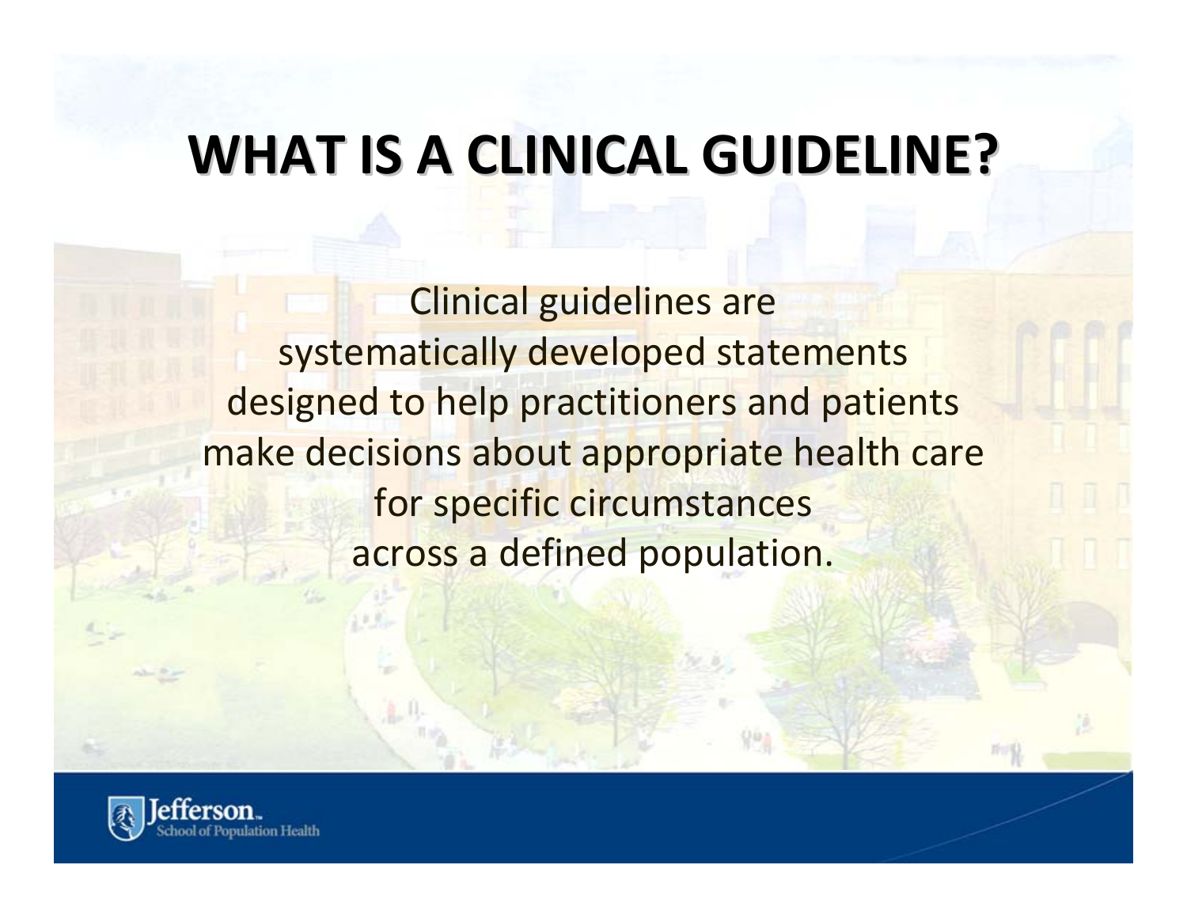# WHAT IS A CLINICAL GUIDELINE?

Clinical guidelines are systematically developed statements designed to help practitioners and patients make decisions about appropriate health care for specific circumstances across a defined population.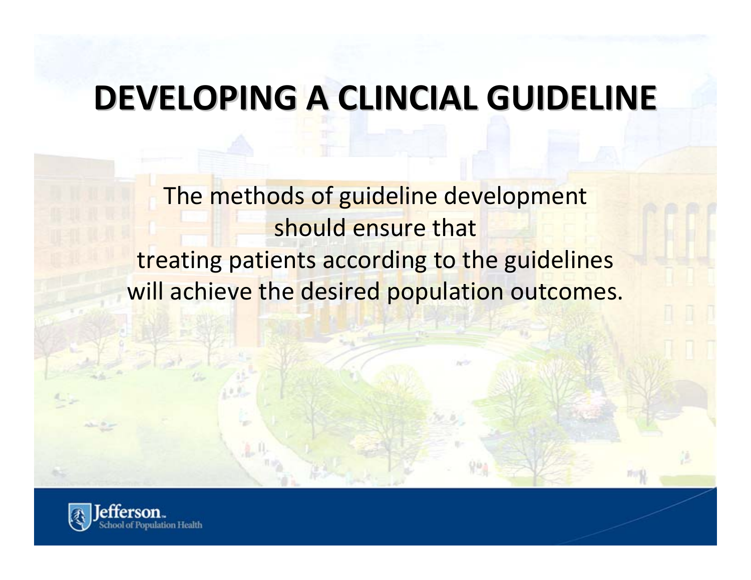# DEVELOPING A CLINCIAL GUIDELINE

The methods of guideline development should ensure that treating patients according to the guidelines will achieve the desired population outcomes.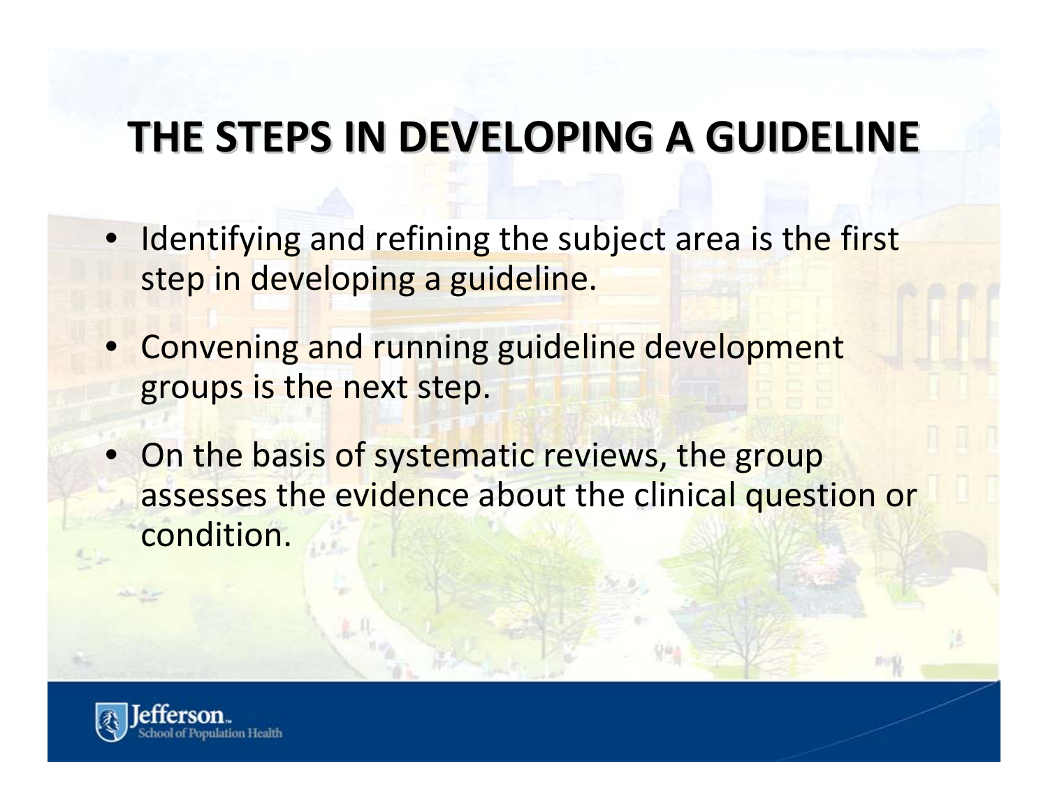# THE STEPS IN DEVELOPING A GUIDELINE

- Identifying and refining the subject area is the first step in developing a guideline.
- Convening and running guideline development groups is the next step.
- On the basis of systematic reviews, the group assesses the evidence about the clinical question or condition.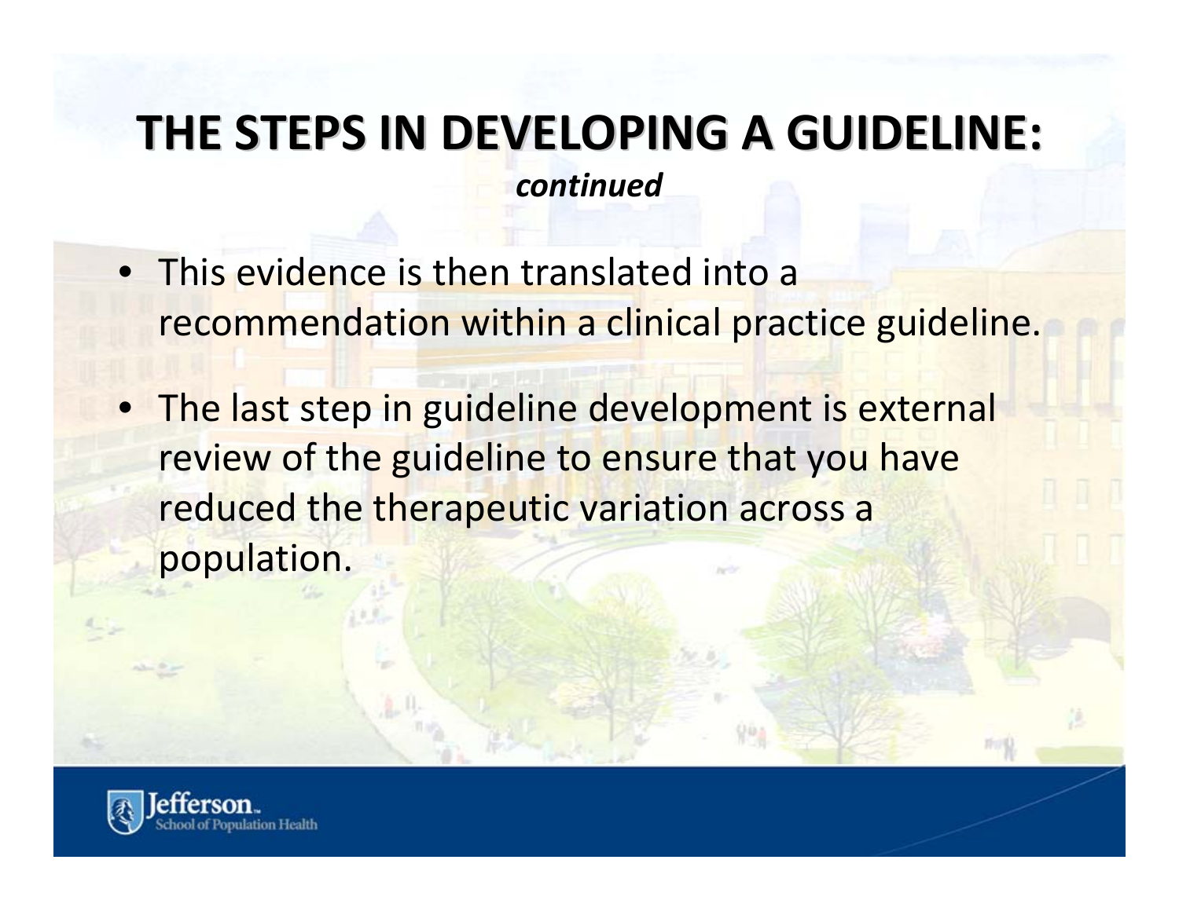# THE STEPS IN DEVELOPING A GUIDELINE:

***continued***

- This evidence is then translated into a recommendation within a clinical practice guideline.
- The last step in guideline development is external review of the guideline to ensure that you have reduced the therapeutic variation across a population.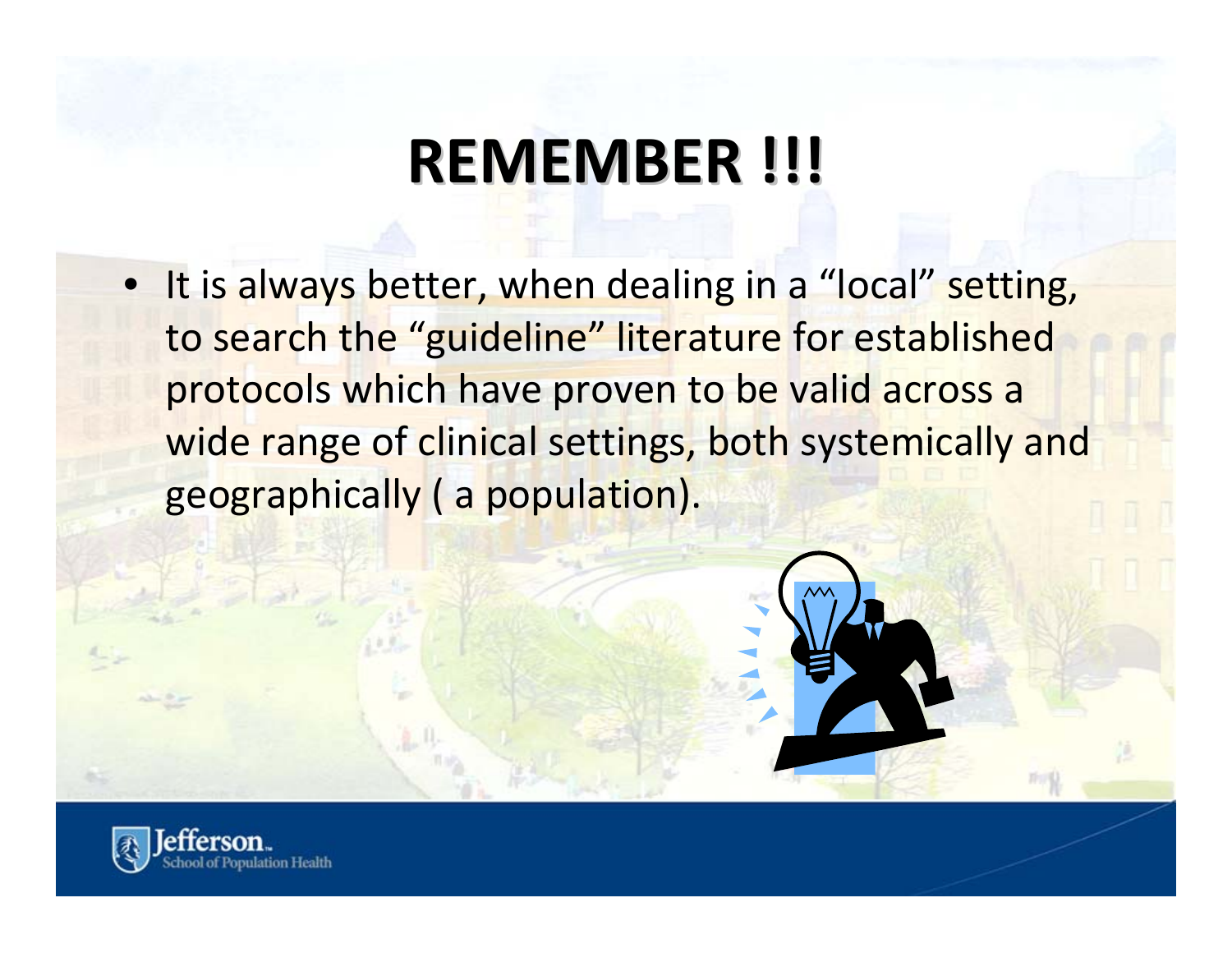# REMEMBER !!!

- It is always better, when dealing in a “local” setting, to search the “guideline” literature for established protocols which have proven to be valid across a wide range of clinical settings, both systemically and geographically ( a population).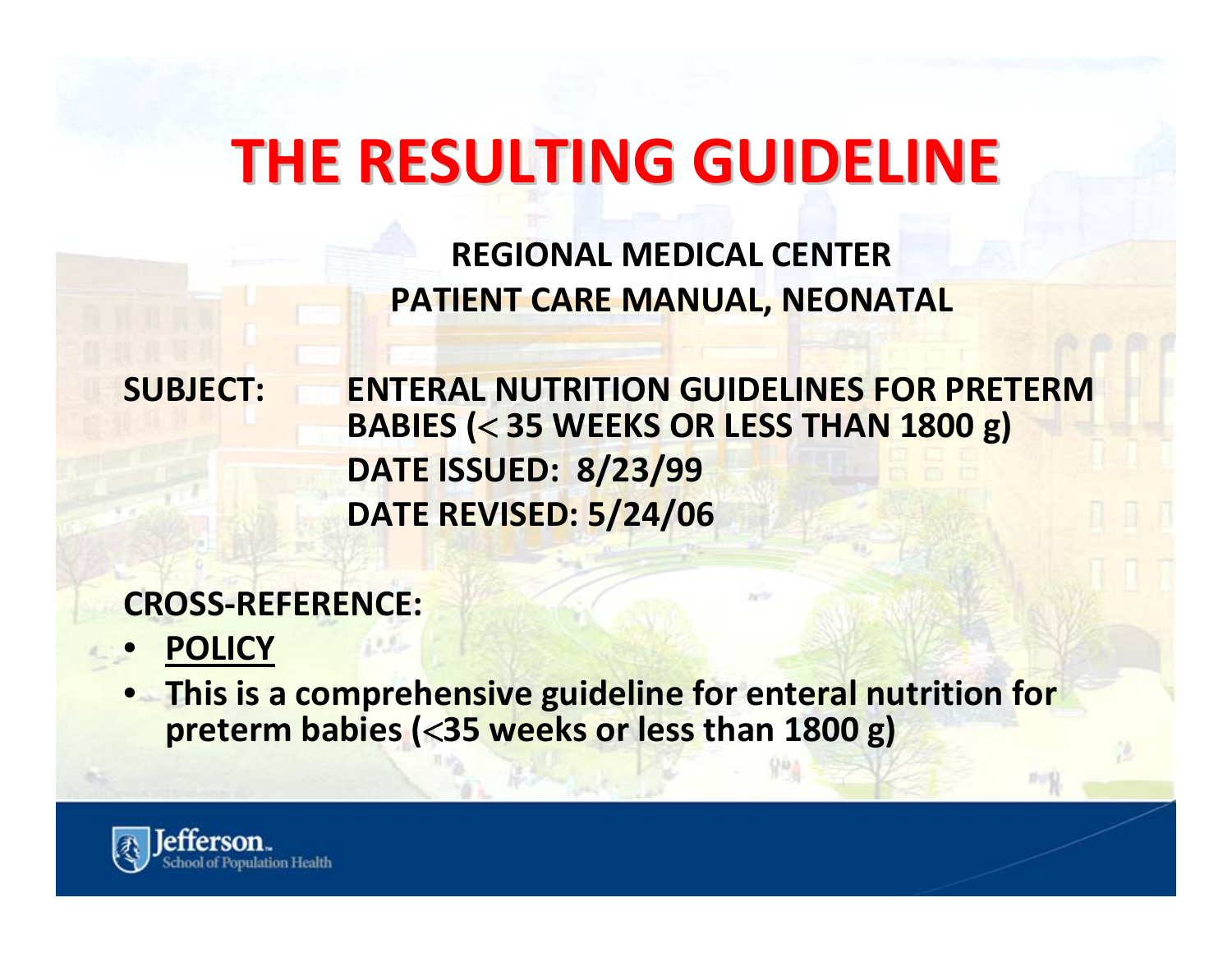# THE RESULTING GUIDELINE

**REGIONAL MEDICAL CENTER**
**PATIENT CARE MANUAL, NEONATAL**

**SUBJECT:** **ENTERAL NUTRITION GUIDELINES FOR PRETERM BABIES (< 35 WEEKS OR LESS THAN 1800 g)**
**DATE ISSUED: 8/23/99**
**DATE REVISED: 5/24/06**

**CROSS-REFERENCE:**

- **POLICY**
- **This is a comprehensive guideline for enteral nutrition for preterm babies (<35 weeks or less than 1800 g)**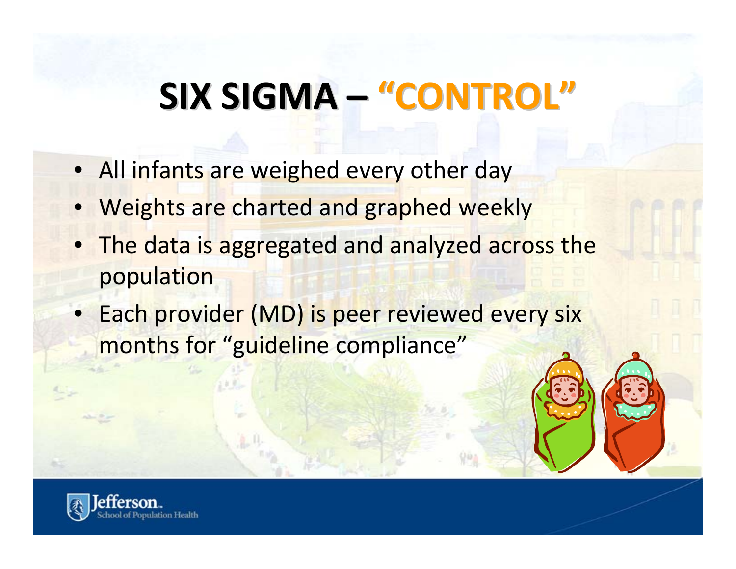# SIX SIGMA – "CONTROL"

- All infants are weighed every other day
- Weights are charted and graphed weekly
- The data is aggregated and analyzed across the population
- Each provider (MD) is peer reviewed every six months for "guideline compliance"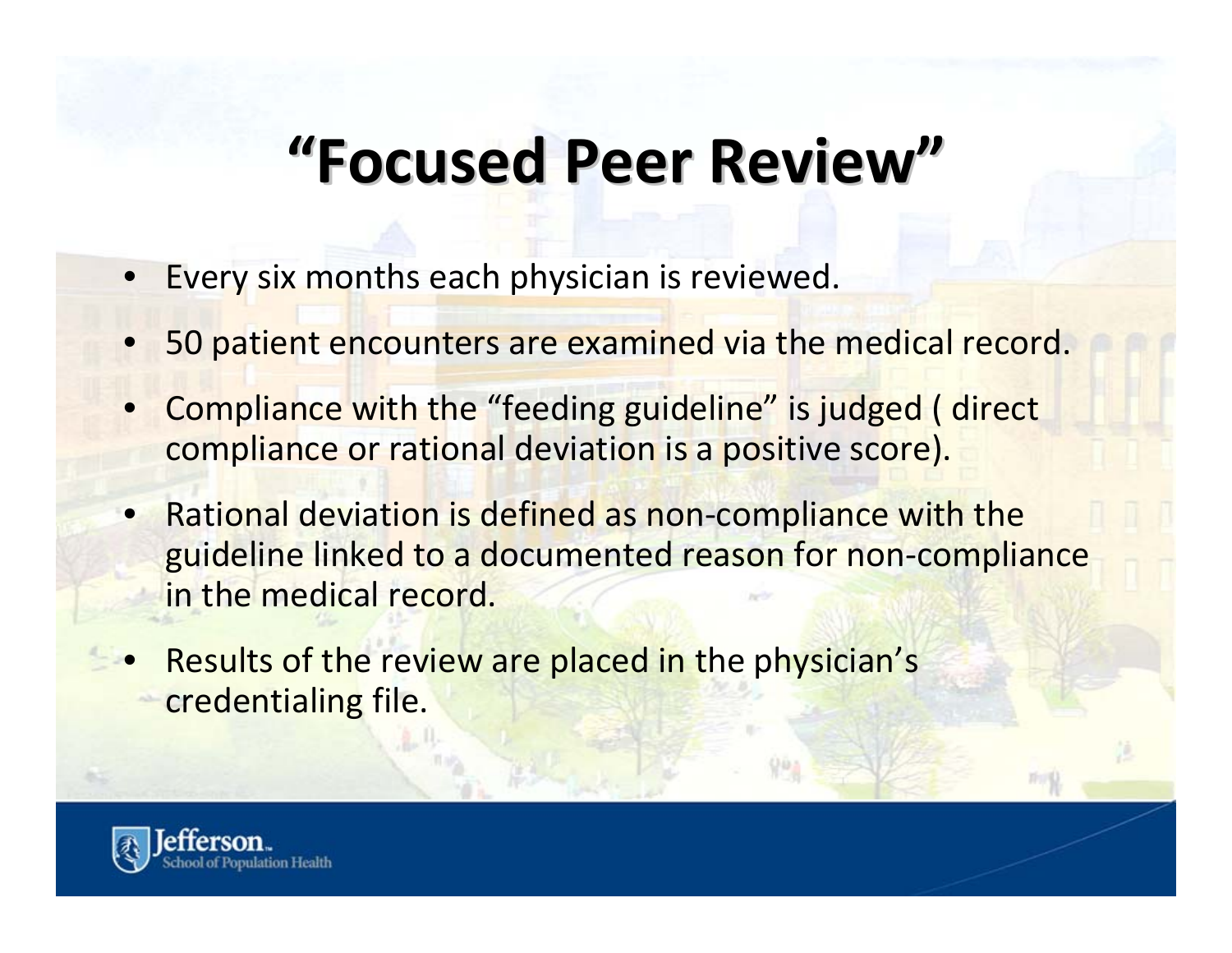# "Focused Peer Review"

- Every six months each physician is reviewed.
- 50 patient encounters are examined via the medical record.
- Compliance with the "feeding guideline" is judged ( direct compliance or rational deviation is a positive score).
- Rational deviation is defined as non-compliance with the guideline linked to a documented reason for non-compliance in the medical record.
- Results of the review are placed in the physician's credentialing file.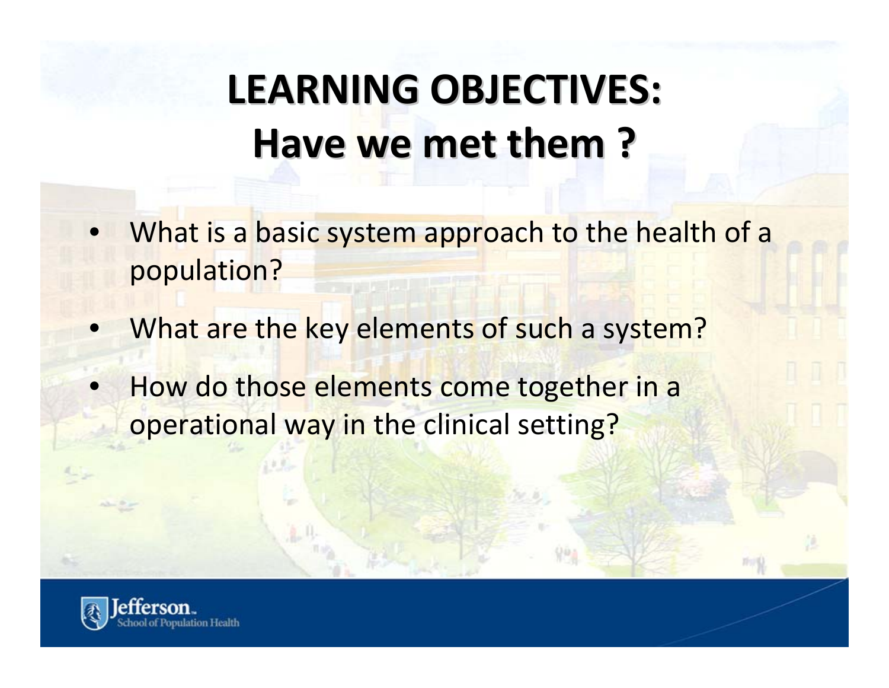# LEARNING OBJECTIVES: Have we met them ?

- What is a basic system approach to the health of a population?
- What are the key elements of such a system?
- How do those elements come together in a operational way in the clinical setting?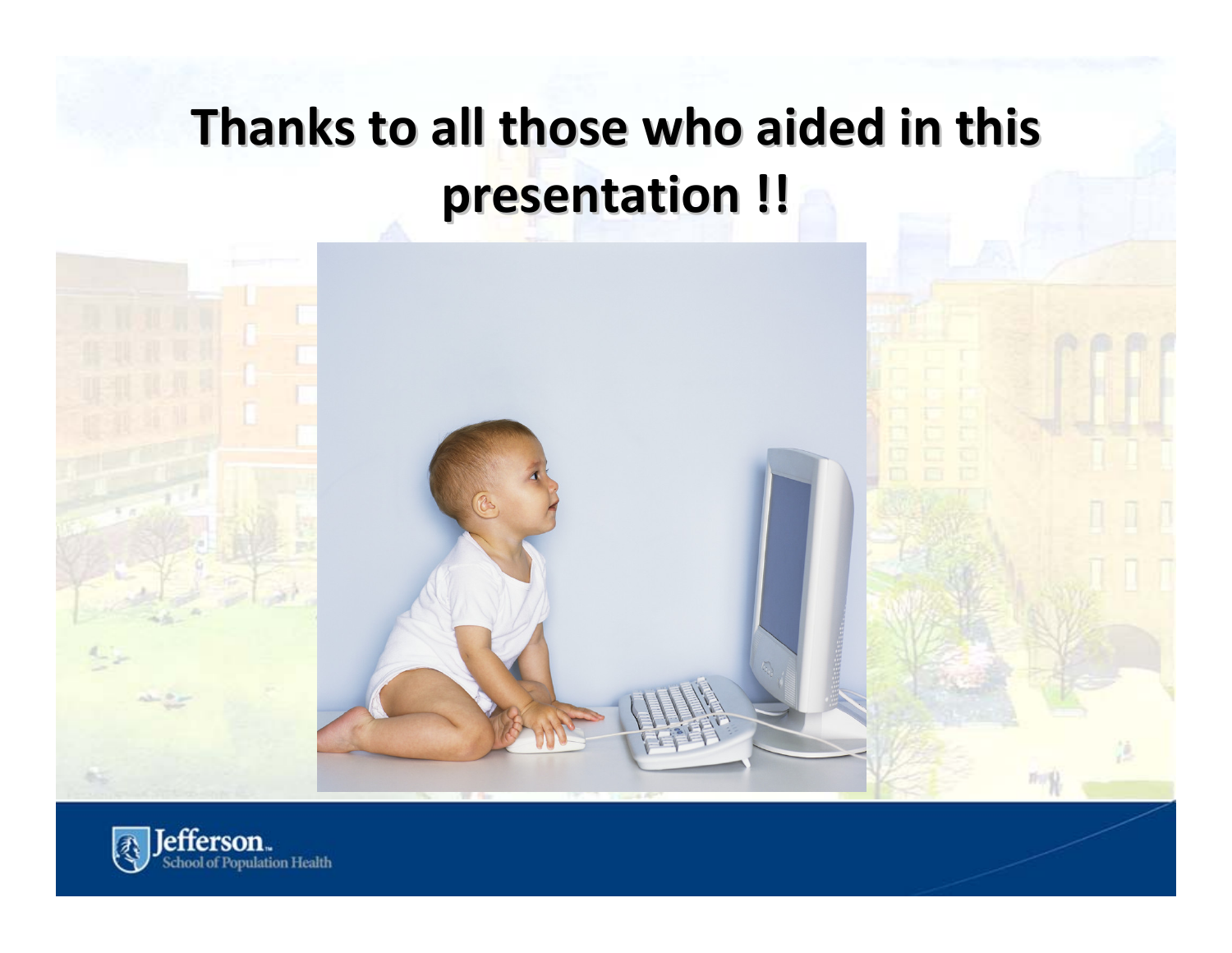# Thanks to all those who aided in this presentation !!

Jefferson.
School of Population Health